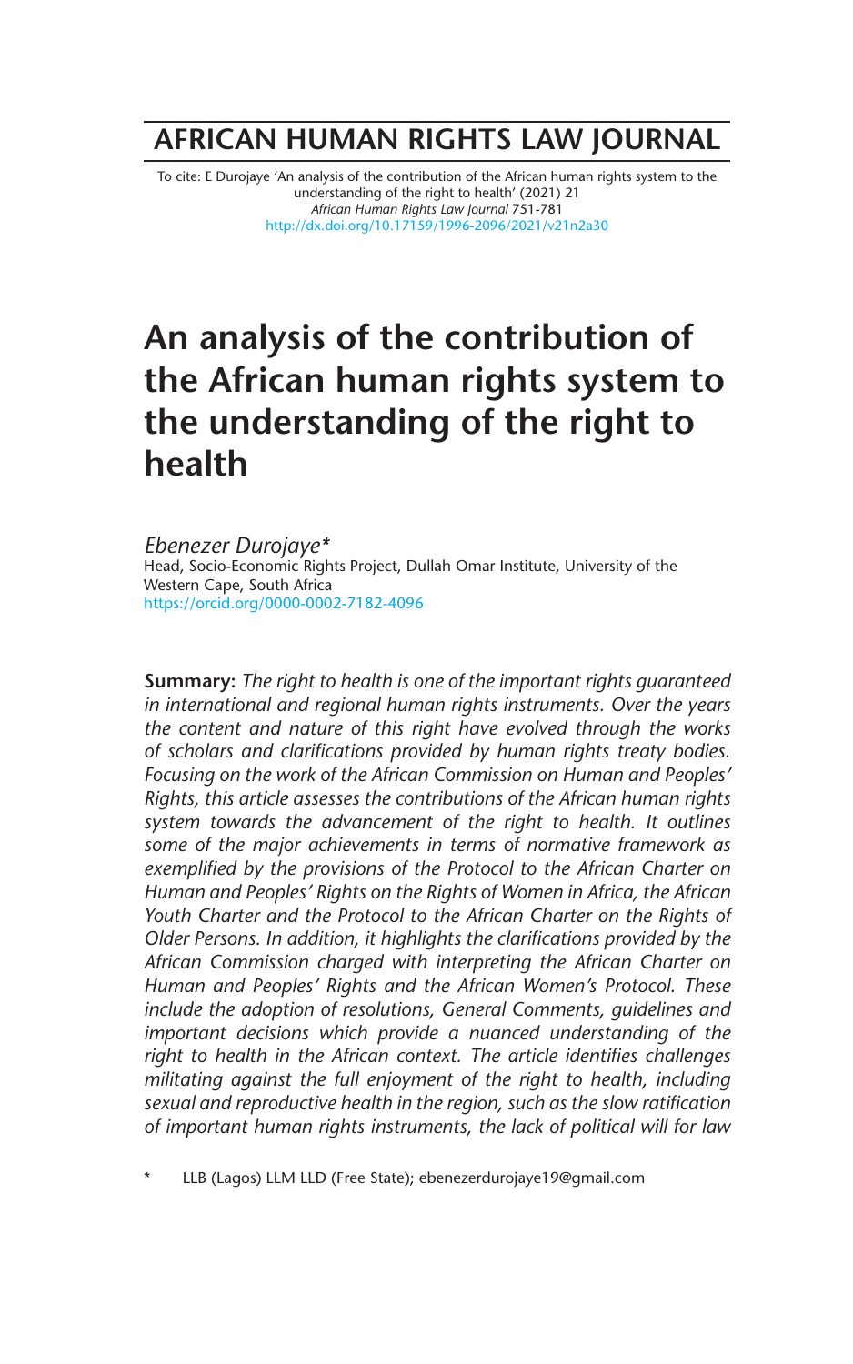# AFRICAN HUMAN RIGHTS LAW JOURNAL

To cite: E Durojaye 'An analysis of the contribution of the African human rights system to the understanding of the right to health' (2021) 21 *African Human Rights Law Journal* 751-781
http://dx.doi.org/10.17159/1996-2096/2021/v21n2a30

# An analysis of the contribution of the African human rights system to the understanding of the right to health

*Ebenezer Durojaye**
Head, Socio-Economic Rights Project, Dullah Omar Institute, University of the Western Cape, South Africa
https://orcid.org/0000-0002-7182-4096

**Summary:** *The right to health is one of the important rights guaranteed in international and regional human rights instruments. Over the years the content and nature of this right have evolved through the works of scholars and clarifications provided by human rights treaty bodies. Focusing on the work of the African Commission on Human and Peoples' Rights, this article assesses the contributions of the African human rights system towards the advancement of the right to health. It outlines some of the major achievements in terms of normative framework as exemplified by the provisions of the Protocol to the African Charter on Human and Peoples' Rights on the Rights of Women in Africa, the African Youth Charter and the Protocol to the African Charter on the Rights of Older Persons. In addition, it highlights the clarifications provided by the African Commission charged with interpreting the African Charter on Human and Peoples' Rights and the African Women's Protocol. These include the adoption of resolutions, General Comments, guidelines and important decisions which provide a nuanced understanding of the right to health in the African context. The article identifies challenges militating against the full enjoyment of the right to health, including sexual and reproductive health in the region, such as the slow ratification of important human rights instruments, the lack of political will for law*

\* LLB (Lagos) LLM LLD (Free State); ebenezerdurojaye19@gmail.com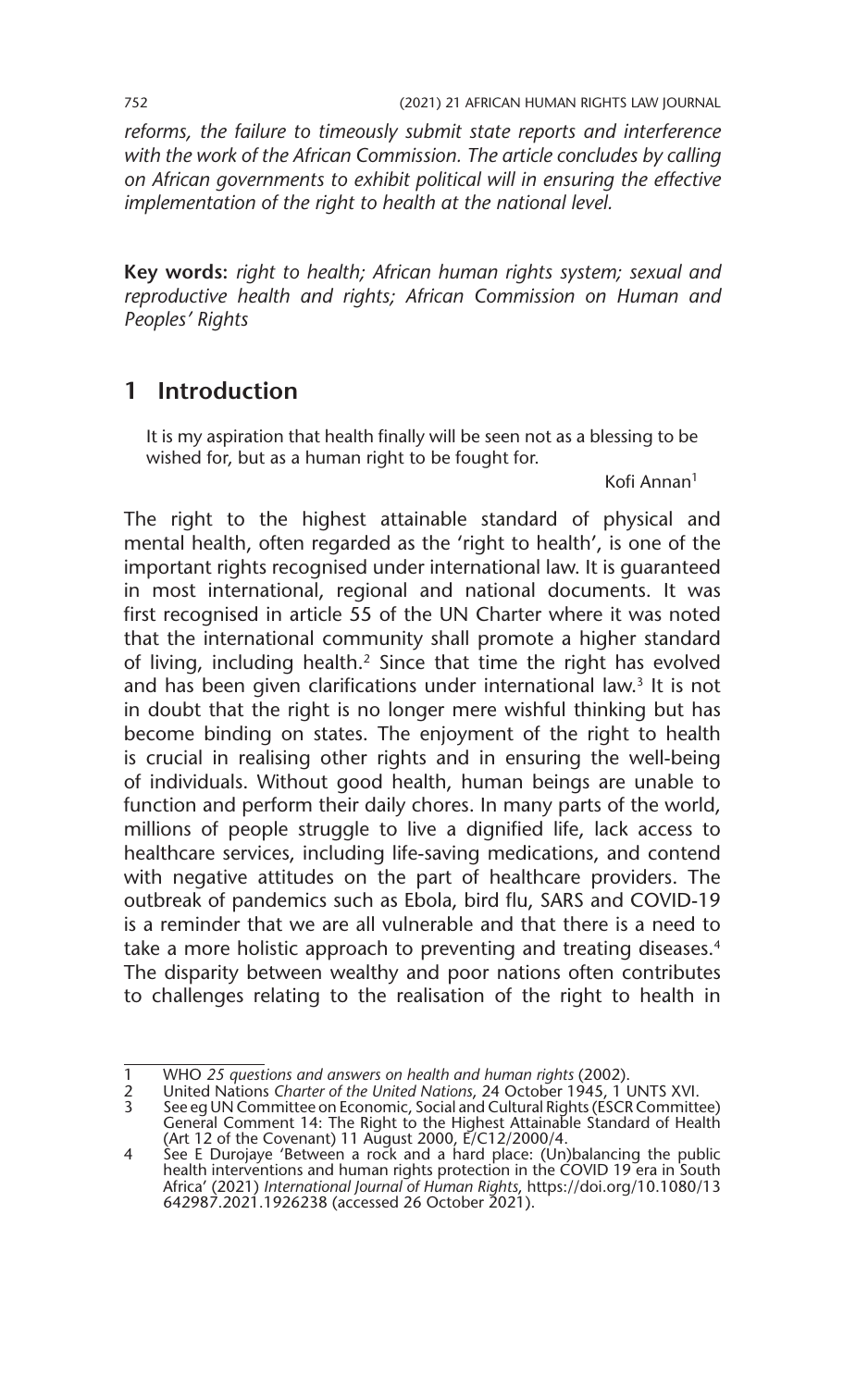*reforms, the failure to timeously submit state reports and interference with the work of the African Commission. The article concludes by calling on African governments to exhibit political will in ensuring the effective implementation of the right to health at the national level.*

**Key words:** *right to health; African human rights system; sexual and reproductive health and rights; African Commission on Human and Peoples' Rights*

## 1 Introduction

> It is my aspiration that health finally will be seen not as a blessing to be wished for, but as a human right to be fought for.
>
> Kofi Annan[1]

The right to the highest attainable standard of physical and mental health, often regarded as the 'right to health', is one of the important rights recognised under international law. It is guaranteed in most international, regional and national documents. It was first recognised in article 55 of the UN Charter where it was noted that the international community shall promote a higher standard of living, including health.[2] Since that time the right has evolved and has been given clarifications under international law.[3] It is not in doubt that the right is no longer mere wishful thinking but has become binding on states. The enjoyment of the right to health is crucial in realising other rights and in ensuring the well-being of individuals. Without good health, human beings are unable to function and perform their daily chores. In many parts of the world, millions of people struggle to live a dignified life, lack access to healthcare services, including life-saving medications, and contend with negative attitudes on the part of healthcare providers. The outbreak of pandemics such as Ebola, bird flu, SARS and COVID-19 is a reminder that we are all vulnerable and that there is a need to take a more holistic approach to preventing and treating diseases.[4] The disparity between wealthy and poor nations often contributes to challenges relating to the realisation of the right to health in

---

1 WHO *25 questions and answers on health and human rights* (2002).

2 United Nations *Charter of the United Nations*, 24 October 1945, 1 UNTS XVI.

3 See eg UN Committee on Economic, Social and Cultural Rights (ESCR Committee) General Comment 14: The Right to the Highest Attainable Standard of Health (Art 12 of the Covenant) 11 August 2000, E/C12/2000/4.

4 See E Durojaye 'Between a rock and a hard place: (Un)balancing the public health interventions and human rights protection in the COVID 19 era in South Africa' (2021) *International Journal of Human Rights*, https://doi.org/10.1080/13642987.2021.1926238 (accessed 26 October 2021).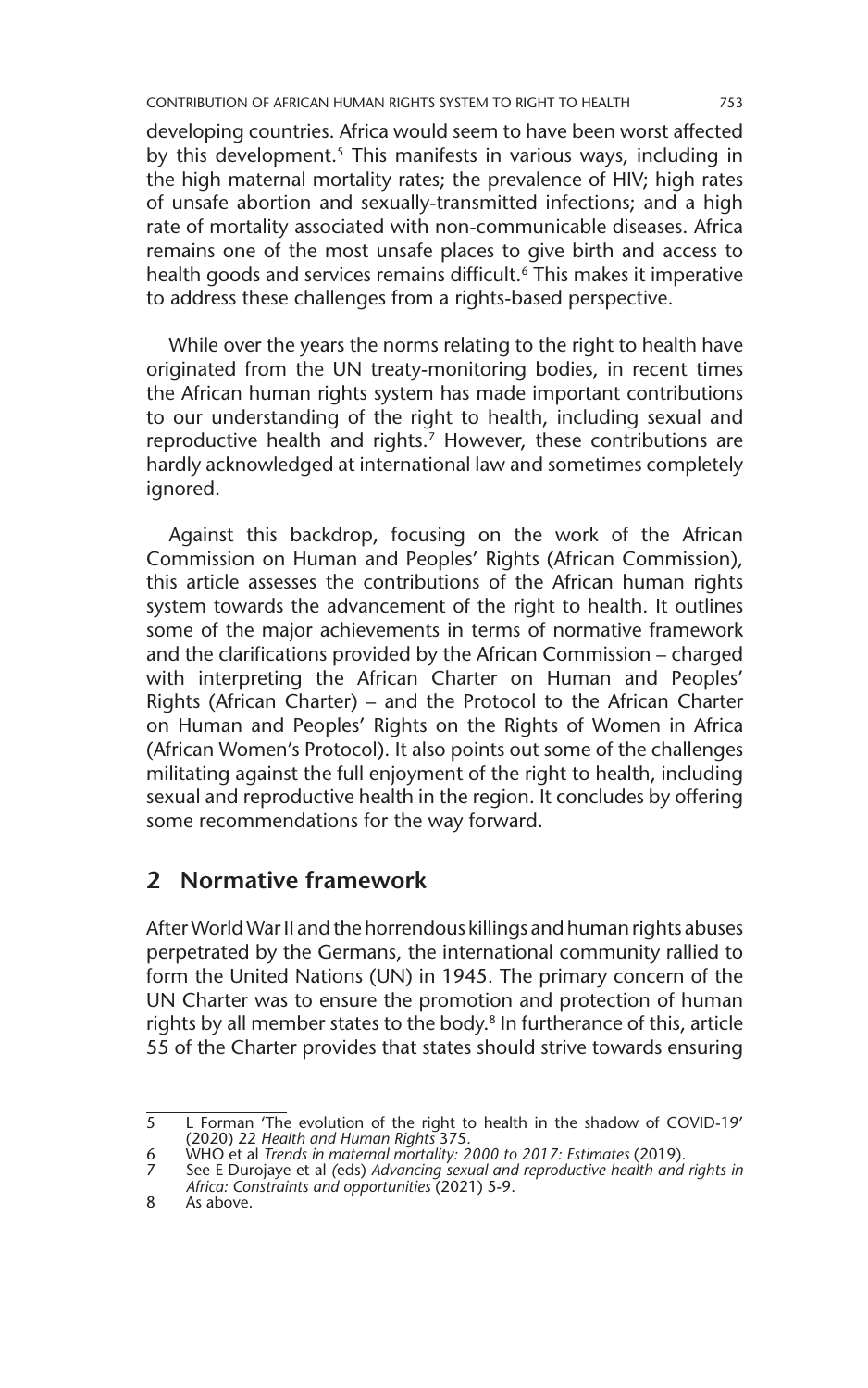developing countries. Africa would seem to have been worst affected by this development.[5] This manifests in various ways, including in the high maternal mortality rates; the prevalence of HIV; high rates of unsafe abortion and sexually-transmitted infections; and a high rate of mortality associated with non-communicable diseases. Africa remains one of the most unsafe places to give birth and access to health goods and services remains difficult.[6] This makes it imperative to address these challenges from a rights-based perspective.

While over the years the norms relating to the right to health have originated from the UN treaty-monitoring bodies, in recent times the African human rights system has made important contributions to our understanding of the right to health, including sexual and reproductive health and rights.[7] However, these contributions are hardly acknowledged at international law and sometimes completely ignored.

Against this backdrop, focusing on the work of the African Commission on Human and Peoples' Rights (African Commission), this article assesses the contributions of the African human rights system towards the advancement of the right to health. It outlines some of the major achievements in terms of normative framework and the clarifications provided by the African Commission – charged with interpreting the African Charter on Human and Peoples' Rights (African Charter) – and the Protocol to the African Charter on Human and Peoples' Rights on the Rights of Women in Africa (African Women's Protocol). It also points out some of the challenges militating against the full enjoyment of the right to health, including sexual and reproductive health in the region. It concludes by offering some recommendations for the way forward.

## 2 Normative framework

After World War II and the horrendous killings and human rights abuses perpetrated by the Germans, the international community rallied to form the United Nations (UN) in 1945. The primary concern of the UN Charter was to ensure the promotion and protection of human rights by all member states to the body.[8] In furtherance of this, article 55 of the Charter provides that states should strive towards ensuring

---

5 L Forman 'The evolution of the right to health in the shadow of COVID-19' (2020) 22 *Health and Human Rights* 375.

6 WHO et al *Trends in maternal mortality: 2000 to 2017: Estimates* (2019).

7 See E Durojaye et al (eds) *Advancing sexual and reproductive health and rights in Africa: Constraints and opportunities* (2021) 5-9.

8 As above.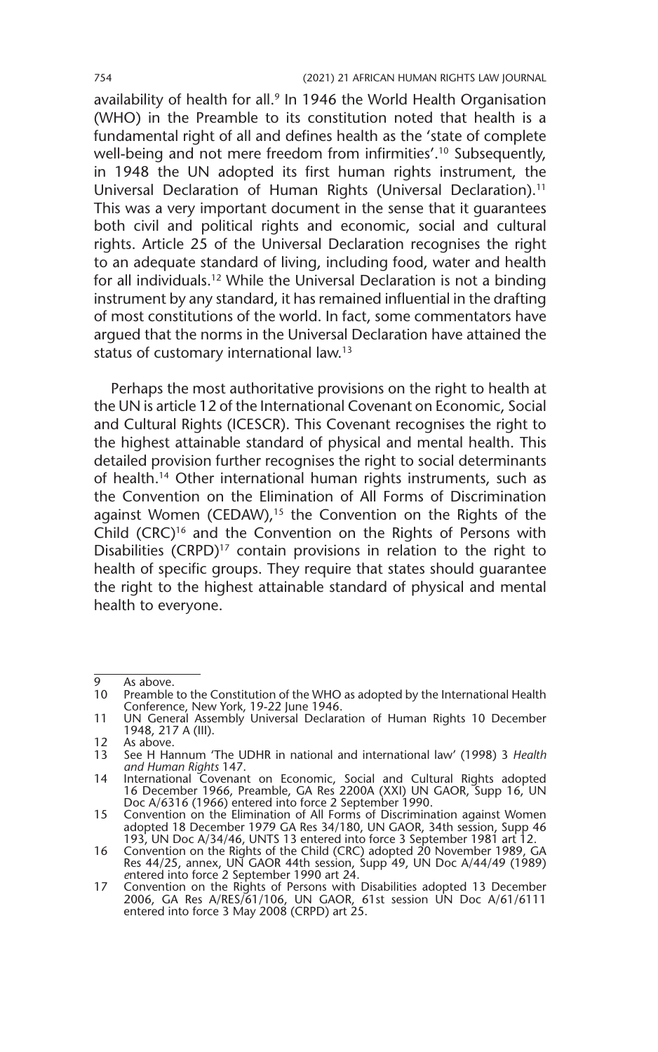availability of health for all.[9] In 1946 the World Health Organisation (WHO) in the Preamble to its constitution noted that health is a fundamental right of all and defines health as the 'state of complete well-being and not mere freedom from infirmities'.[10] Subsequently, in 1948 the UN adopted its first human rights instrument, the Universal Declaration of Human Rights (Universal Declaration).[11] This was a very important document in the sense that it guarantees both civil and political rights and economic, social and cultural rights. Article 25 of the Universal Declaration recognises the right to an adequate standard of living, including food, water and health for all individuals.[12] While the Universal Declaration is not a binding instrument by any standard, it has remained influential in the drafting of most constitutions of the world. In fact, some commentators have argued that the norms in the Universal Declaration have attained the status of customary international law.[13]

Perhaps the most authoritative provisions on the right to health at the UN is article 12 of the International Covenant on Economic, Social and Cultural Rights (ICESCR). This Covenant recognises the right to the highest attainable standard of physical and mental health. This detailed provision further recognises the right to social determinants of health.[14] Other international human rights instruments, such as the Convention on the Elimination of All Forms of Discrimination against Women (CEDAW),[15] the Convention on the Rights of the Child (CRC)[16] and the Convention on the Rights of Persons with Disabilities (CRPD)[17] contain provisions in relation to the right to health of specific groups. They require that states should guarantee the right to the highest attainable standard of physical and mental health to everyone.

---

9 As above.

10 Preamble to the Constitution of the WHO as adopted by the International Health Conference, New York, 19-22 June 1946.

11 UN General Assembly Universal Declaration of Human Rights 10 December 1948, 217 A (III).

12 As above.

13 See H Hannum 'The UDHR in national and international law' (1998) 3 *Health and Human Rights* 147.

14 International Covenant on Economic, Social and Cultural Rights adopted 16 December 1966, Preamble, GA Res 2200A (XXI) UN GAOR, Supp 16, UN Doc A/6316 (1966) entered into force 2 September 1990.

15 Convention on the Elimination of All Forms of Discrimination against Women adopted 18 December 1979 GA Res 34/180, UN GAOR, 34th session, Supp 46 193, UN Doc A/34/46, UNTS 13 entered into force 3 September 1981 art 12.

16 Convention on the Rights of the Child (CRC) adopted 20 November 1989, GA Res 44/25, annex, UN GAOR 44th session, Supp 49, UN Doc A/44/49 (1989) entered into force 2 September 1990 art 24.

17 Convention on the Rights of Persons with Disabilities adopted 13 December 2006, GA Res A/RES/61/106, UN GAOR, 61st session UN Doc A/61/6111 entered into force 3 May 2008 (CRPD) art 25.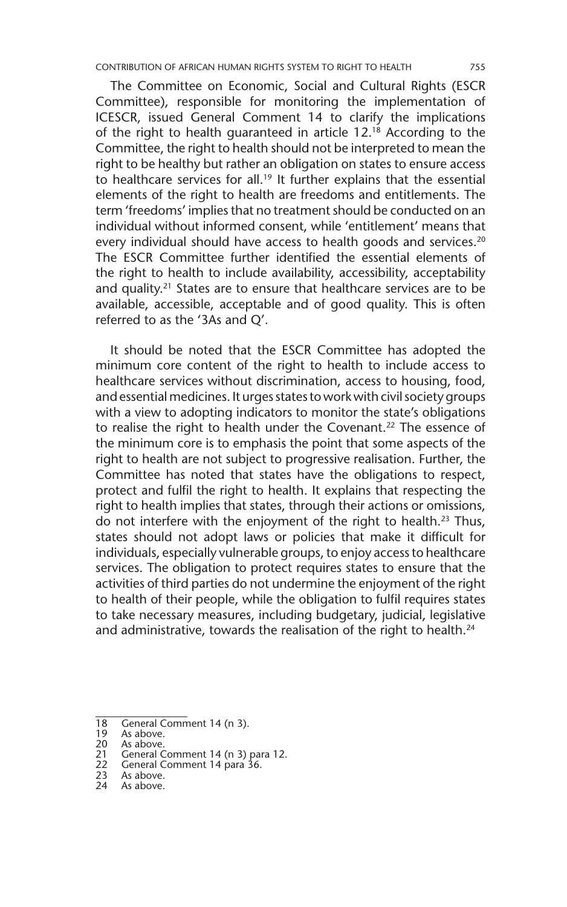The Committee on Economic, Social and Cultural Rights (ESCR Committee), responsible for monitoring the implementation of ICESCR, issued General Comment 14 to clarify the implications of the right to health guaranteed in article 12.[18] According to the Committee, the right to health should not be interpreted to mean the right to be healthy but rather an obligation on states to ensure access to healthcare services for all.[19] It further explains that the essential elements of the right to health are freedoms and entitlements. The term 'freedoms' implies that no treatment should be conducted on an individual without informed consent, while 'entitlement' means that every individual should have access to health goods and services.[20] The ESCR Committee further identified the essential elements of the right to health to include availability, accessibility, acceptability and quality.[21] States are to ensure that healthcare services are to be available, accessible, acceptable and of good quality. This is often referred to as the '3As and Q'.

It should be noted that the ESCR Committee has adopted the minimum core content of the right to health to include access to healthcare services without discrimination, access to housing, food, and essential medicines. It urges states to work with civil society groups with a view to adopting indicators to monitor the state's obligations to realise the right to health under the Covenant.[22] The essence of the minimum core is to emphasis the point that some aspects of the right to health are not subject to progressive realisation. Further, the Committee has noted that states have the obligations to respect, protect and fulfil the right to health. It explains that respecting the right to health implies that states, through their actions or omissions, do not interfere with the enjoyment of the right to health.[23] Thus, states should not adopt laws or policies that make it difficult for individuals, especially vulnerable groups, to enjoy access to healthcare services. The obligation to protect requires states to ensure that the activities of third parties do not undermine the enjoyment of the right to health of their people, while the obligation to fulfil requires states to take necessary measures, including budgetary, judicial, legislative and administrative, towards the realisation of the right to health.[24]

---

18 General Comment 14 (n 3).
19 As above.
20 As above.
21 General Comment 14 (n 3) para 12.
22 General Comment 14 para 36.
23 As above.
24 As above.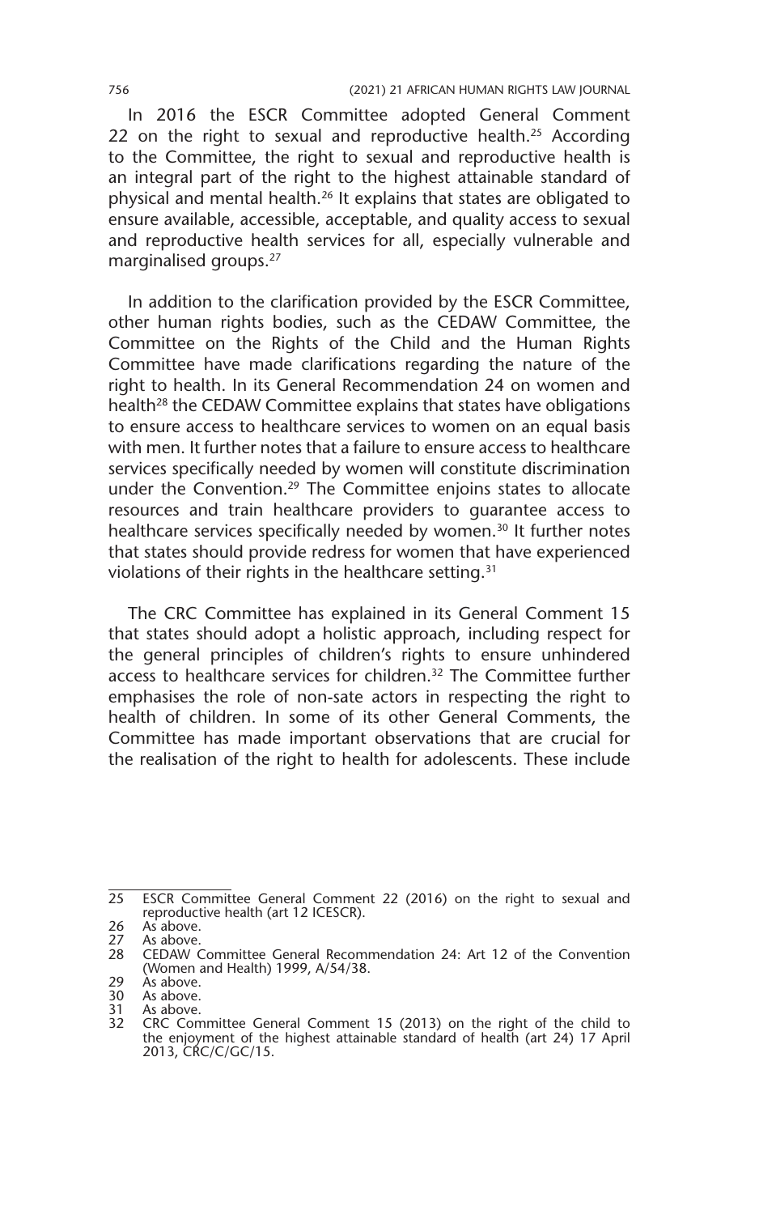In 2016 the ESCR Committee adopted General Comment 22 on the right to sexual and reproductive health.[25] According to the Committee, the right to sexual and reproductive health is an integral part of the right to the highest attainable standard of physical and mental health.[26] It explains that states are obligated to ensure available, accessible, acceptable, and quality access to sexual and reproductive health services for all, especially vulnerable and marginalised groups.[27]

In addition to the clarification provided by the ESCR Committee, other human rights bodies, such as the CEDAW Committee, the Committee on the Rights of the Child and the Human Rights Committee have made clarifications regarding the nature of the right to health. In its General Recommendation 24 on women and health[28] the CEDAW Committee explains that states have obligations to ensure access to healthcare services to women on an equal basis with men. It further notes that a failure to ensure access to healthcare services specifically needed by women will constitute discrimination under the Convention.[29] The Committee enjoins states to allocate resources and train healthcare providers to guarantee access to healthcare services specifically needed by women.[30] It further notes that states should provide redress for women that have experienced violations of their rights in the healthcare setting.[31]

The CRC Committee has explained in its General Comment 15 that states should adopt a holistic approach, including respect for the general principles of children's rights to ensure unhindered access to healthcare services for children.[32] The Committee further emphasises the role of non-sate actors in respecting the right to health of children. In some of its other General Comments, the Committee has made important observations that are crucial for the realisation of the right to health for adolescents. These include

---

25 ESCR Committee General Comment 22 (2016) on the right to sexual and reproductive health (art 12 ICESCR).
26 As above.
27 As above.
28 CEDAW Committee General Recommendation 24: Art 12 of the Convention (Women and Health) 1999, A/54/38.
29 As above.
30 As above.
31 As above.
32 CRC Committee General Comment 15 (2013) on the right of the child to the enjoyment of the highest attainable standard of health (art 24) 17 April 2013, CRC/C/GC/15.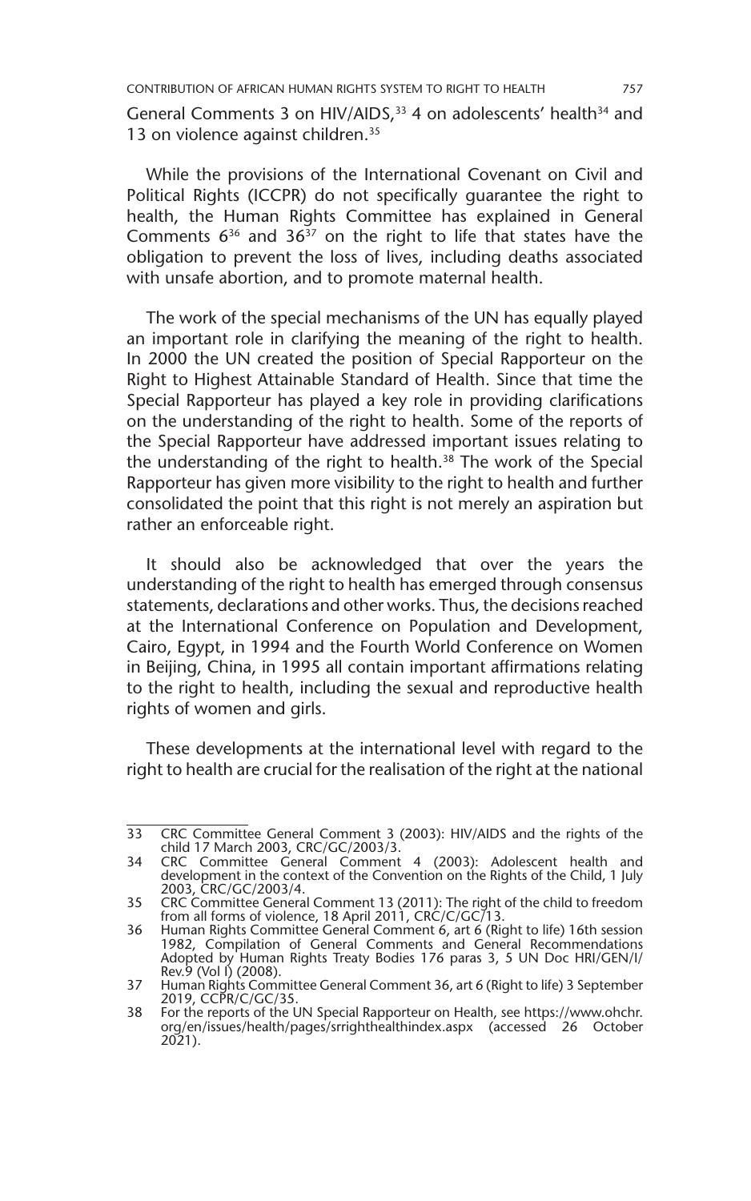General Comments 3 on HIV/AIDS,[33] 4 on adolescents' health[34] and 13 on violence against children.[35]

While the provisions of the International Covenant on Civil and Political Rights (ICCPR) do not specifically guarantee the right to health, the Human Rights Committee has explained in General Comments 6[36] and 36[37] on the right to life that states have the obligation to prevent the loss of lives, including deaths associated with unsafe abortion, and to promote maternal health.

The work of the special mechanisms of the UN has equally played an important role in clarifying the meaning of the right to health. In 2000 the UN created the position of Special Rapporteur on the Right to Highest Attainable Standard of Health. Since that time the Special Rapporteur has played a key role in providing clarifications on the understanding of the right to health. Some of the reports of the Special Rapporteur have addressed important issues relating to the understanding of the right to health.[38] The work of the Special Rapporteur has given more visibility to the right to health and further consolidated the point that this right is not merely an aspiration but rather an enforceable right.

It should also be acknowledged that over the years the understanding of the right to health has emerged through consensus statements, declarations and other works. Thus, the decisions reached at the International Conference on Population and Development, Cairo, Egypt, in 1994 and the Fourth World Conference on Women in Beijing, China, in 1995 all contain important affirmations relating to the right to health, including the sexual and reproductive health rights of women and girls.

These developments at the international level with regard to the right to health are crucial for the realisation of the right at the national

---

33 CRC Committee General Comment 3 (2003): HIV/AIDS and the rights of the child 17 March 2003, CRC/GC/2003/3.

34 CRC Committee General Comment 4 (2003): Adolescent health and development in the context of the Convention on the Rights of the Child, 1 July 2003, CRC/GC/2003/4.

35 CRC Committee General Comment 13 (2011): The right of the child to freedom from all forms of violence, 18 April 2011, CRC/C/GC/13.

36 Human Rights Committee General Comment 6, art 6 (Right to life) 16th session 1982, Compilation of General Comments and General Recommendations Adopted by Human Rights Treaty Bodies 176 paras 3, 5 UN Doc HRI/GEN/I/Rev.9 (Vol I) (2008).

37 Human Rights Committee General Comment 36, art 6 (Right to life) 3 September 2019, CCPR/C/GC/35.

38 For the reports of the UN Special Rapporteur on Health, see https://www.ohchr.org/en/issues/health/pages/srrighthealthindex.aspx (accessed 26 October 2021).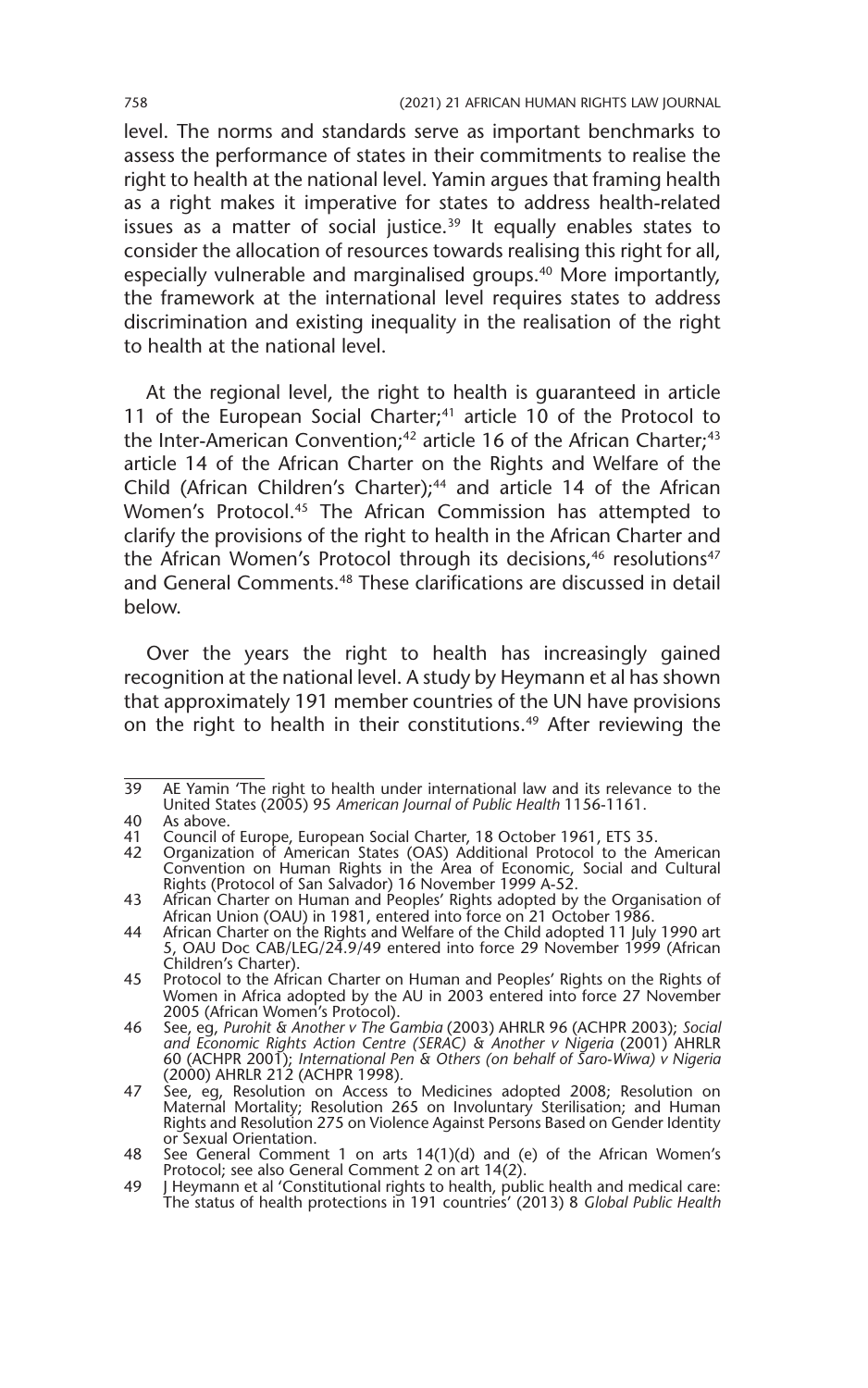level. The norms and standards serve as important benchmarks to assess the performance of states in their commitments to realise the right to health at the national level. Yamin argues that framing health as a right makes it imperative for states to address health-related issues as a matter of social justice.[39] It equally enables states to consider the allocation of resources towards realising this right for all, especially vulnerable and marginalised groups.[40] More importantly, the framework at the international level requires states to address discrimination and existing inequality in the realisation of the right to health at the national level.

At the regional level, the right to health is guaranteed in article 11 of the European Social Charter;[41] article 10 of the Protocol to the Inter-American Convention;[42] article 16 of the African Charter;[43] article 14 of the African Charter on the Rights and Welfare of the Child (African Children's Charter);[44] and article 14 of the African Women's Protocol.[45] The African Commission has attempted to clarify the provisions of the right to health in the African Charter and the African Women's Protocol through its decisions,[46] resolutions[47] and General Comments.[48] These clarifications are discussed in detail below.

Over the years the right to health has increasingly gained recognition at the national level. A study by Heymann et al has shown that approximately 191 member countries of the UN have provisions on the right to health in their constitutions.[49] After reviewing the

---

39 AE Yamin 'The right to health under international law and its relevance to the United States (2005) 95 *American Journal of Public Health* 1156-1161.

40 As above.

41 Council of Europe, European Social Charter, 18 October 1961, ETS 35.

42 Organization of American States (OAS) Additional Protocol to the American Convention on Human Rights in the Area of Economic, Social and Cultural Rights (Protocol of San Salvador) 16 November 1999 A-52.

43 African Charter on Human and Peoples' Rights adopted by the Organisation of African Union (OAU) in 1981, entered into force on 21 October 1986.

44 African Charter on the Rights and Welfare of the Child adopted 11 July 1990 art 5, OAU Doc CAB/LEG/24.9/49 entered into force 29 November 1999 (African Children's Charter).

45 Protocol to the African Charter on Human and Peoples' Rights on the Rights of Women in Africa adopted by the AU in 2003 entered into force 27 November 2005 (African Women's Protocol).

46 See, eg, *Purohit & Another v The Gambia* (2003) AHRLR 96 (ACHPR 2003); *Social and Economic Rights Action Centre (SERAC) & Another v Nigeria* (2001) AHRLR 60 (ACHPR 2001); *International Pen & Others (on behalf of Saro-Wiwa) v Nigeria* (2000) AHRLR 212 (ACHPR 1998).

47 See, eg, Resolution on Access to Medicines adopted 2008; Resolution on Maternal Mortality; Resolution 265 on Involuntary Sterilisation; and Human Rights and Resolution 275 on Violence Against Persons Based on Gender Identity or Sexual Orientation.

48 See General Comment 1 on arts 14(1)(d) and (e) of the African Women's Protocol; see also General Comment 2 on art 14(2).

49 J Heymann et al 'Constitutional rights to health, public health and medical care: The status of health protections in 191 countries' (2013) 8 *Global Public Health*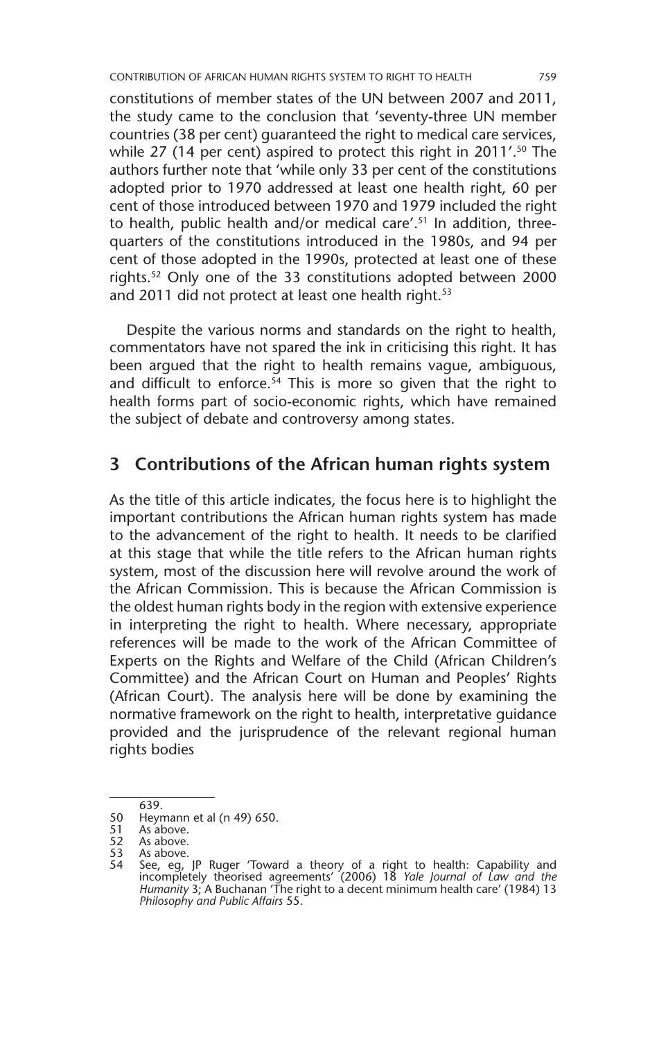constitutions of member states of the UN between 2007 and 2011, the study came to the conclusion that 'seventy-three UN member countries (38 per cent) guaranteed the right to medical care services, while 27 (14 per cent) aspired to protect this right in 2011'.[50] The authors further note that 'while only 33 per cent of the constitutions adopted prior to 1970 addressed at least one health right, 60 per cent of those introduced between 1970 and 1979 included the right to health, public health and/or medical care'.[51] In addition, three-quarters of the constitutions introduced in the 1980s, and 94 per cent of those adopted in the 1990s, protected at least one of these rights.[52] Only one of the 33 constitutions adopted between 2000 and 2011 did not protect at least one health right.[53]

Despite the various norms and standards on the right to health, commentators have not spared the ink in criticising this right. It has been argued that the right to health remains vague, ambiguous, and difficult to enforce.[54] This is more so given that the right to health forms part of socio-economic rights, which have remained the subject of debate and controversy among states.

## 3 Contributions of the African human rights system

As the title of this article indicates, the focus here is to highlight the important contributions the African human rights system has made to the advancement of the right to health. It needs to be clarified at this stage that while the title refers to the African human rights system, most of the discussion here will revolve around the work of the African Commission. This is because the African Commission is the oldest human rights body in the region with extensive experience in interpreting the right to health. Where necessary, appropriate references will be made to the work of the African Committee of Experts on the Rights and Welfare of the Child (African Children's Committee) and the African Court on Human and Peoples' Rights (African Court). The analysis here will be done by examining the normative framework on the right to health, interpretative guidance provided and the jurisprudence of the relevant regional human rights bodies

---

639.

50 Heymann et al (n 49) 650.

51 As above.

52 As above.

53 As above.

54 See, eg, JP Ruger 'Toward a theory of a right to health: Capability and incompletely theorised agreements' (2006) 18 *Yale Journal of Law and the Humanity* 3; A Buchanan 'The right to a decent minimum health care' (1984) 13 *Philosophy and Public Affairs* 55.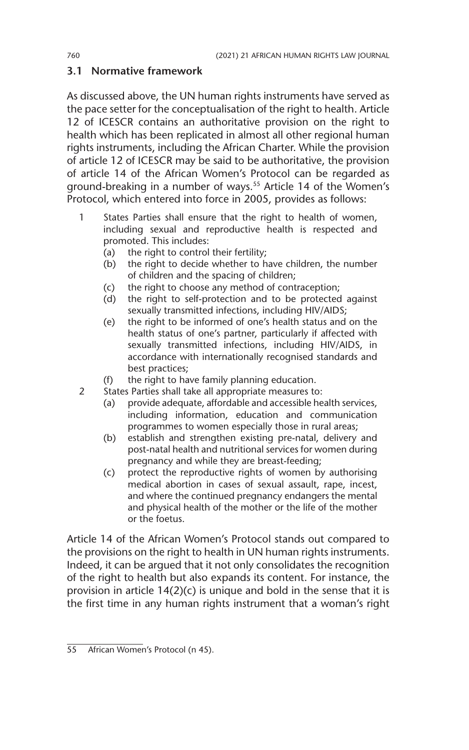### 3.1 Normative framework

As discussed above, the UN human rights instruments have served as the pace setter for the conceptualisation of the right to health. Article 12 of ICESCR contains an authoritative provision on the right to health which has been replicated in almost all other regional human rights instruments, including the African Charter. While the provision of article 12 of ICESCR may be said to be authoritative, the provision of article 14 of the African Women's Protocol can be regarded as ground-breaking in a number of ways.[55] Article 14 of the Women's Protocol, which entered into force in 2005, provides as follows:

> 1 States Parties shall ensure that the right to health of women, including sexual and reproductive health is respected and promoted. This includes:
>    (a) the right to control their fertility;
>    (b) the right to decide whether to have children, the number of children and the spacing of children;
>    (c) the right to choose any method of contraception;
>    (d) the right to self-protection and to be protected against sexually transmitted infections, including HIV/AIDS;
>    (e) the right to be informed of one's health status and on the health status of one's partner, particularly if affected with sexually transmitted infections, including HIV/AIDS, in accordance with internationally recognised standards and best practices;
>    (f) the right to have family planning education.
>
> 2 States Parties shall take all appropriate measures to:
>    (a) provide adequate, affordable and accessible health services, including information, education and communication programmes to women especially those in rural areas;
>    (b) establish and strengthen existing pre-natal, delivery and post-natal health and nutritional services for women during pregnancy and while they are breast-feeding;
>    (c) protect the reproductive rights of women by authorising medical abortion in cases of sexual assault, rape, incest, and where the continued pregnancy endangers the mental and physical health of the mother or the life of the mother or the foetus.

Article 14 of the African Women's Protocol stands out compared to the provisions on the right to health in UN human rights instruments. Indeed, it can be argued that it not only consolidates the recognition of the right to health but also expands its content. For instance, the provision in article 14(2)(c) is unique and bold in the sense that it is the first time in any human rights instrument that a woman's right

---

55 African Women's Protocol (n 45).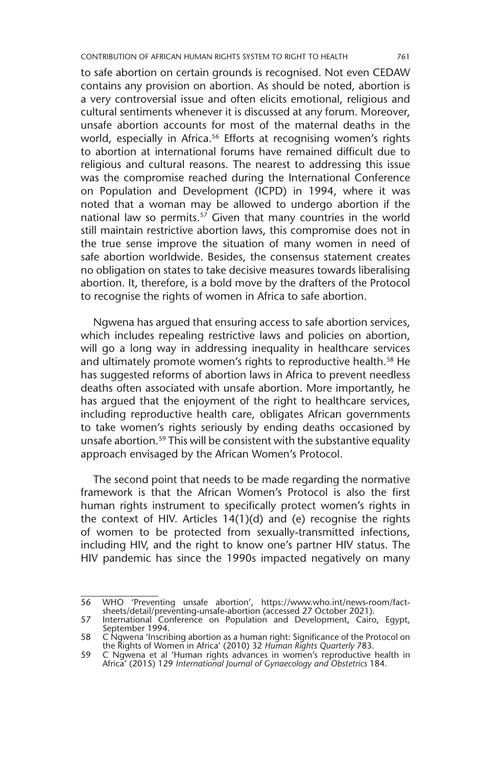to safe abortion on certain grounds is recognised. Not even CEDAW contains any provision on abortion. As should be noted, abortion is a very controversial issue and often elicits emotional, religious and cultural sentiments whenever it is discussed at any forum. Moreover, unsafe abortion accounts for most of the maternal deaths in the world, especially in Africa.[56] Efforts at recognising women's rights to abortion at international forums have remained difficult due to religious and cultural reasons. The nearest to addressing this issue was the compromise reached during the International Conference on Population and Development (ICPD) in 1994, where it was noted that a woman may be allowed to undergo abortion if the national law so permits.[57] Given that many countries in the world still maintain restrictive abortion laws, this compromise does not in the true sense improve the situation of many women in need of safe abortion worldwide. Besides, the consensus statement creates no obligation on states to take decisive measures towards liberalising abortion. It, therefore, is a bold move by the drafters of the Protocol to recognise the rights of women in Africa to safe abortion.

Ngwena has argued that ensuring access to safe abortion services, which includes repealing restrictive laws and policies on abortion, will go a long way in addressing inequality in healthcare services and ultimately promote women's rights to reproductive health.[58] He has suggested reforms of abortion laws in Africa to prevent needless deaths often associated with unsafe abortion. More importantly, he has argued that the enjoyment of the right to healthcare services, including reproductive health care, obligates African governments to take women's rights seriously by ending deaths occasioned by unsafe abortion.[59] This will be consistent with the substantive equality approach envisaged by the African Women's Protocol.

The second point that needs to be made regarding the normative framework is that the African Women's Protocol is also the first human rights instrument to specifically protect women's rights in the context of HIV. Articles 14(1)(d) and (e) recognise the rights of women to be protected from sexually-transmitted infections, including HIV, and the right to know one's partner HIV status. The HIV pandemic has since the 1990s impacted negatively on many

56 WHO 'Preventing unsafe abortion', https://www.who.int/news-room/fact-sheets/detail/preventing-unsafe-abortion (accessed 27 October 2021).

57 International Conference on Population and Development, Cairo, Egypt, September 1994.

58 C Ngwena 'Inscribing abortion as a human right: Significance of the Protocol on the Rights of Women in Africa' (2010) 32 *Human Rights Quarterly* 783.

59 C Ngwena et al 'Human rights advances in women's reproductive health in Africa' (2015) 129 *International Journal of Gynaecology and Obstetrics* 184.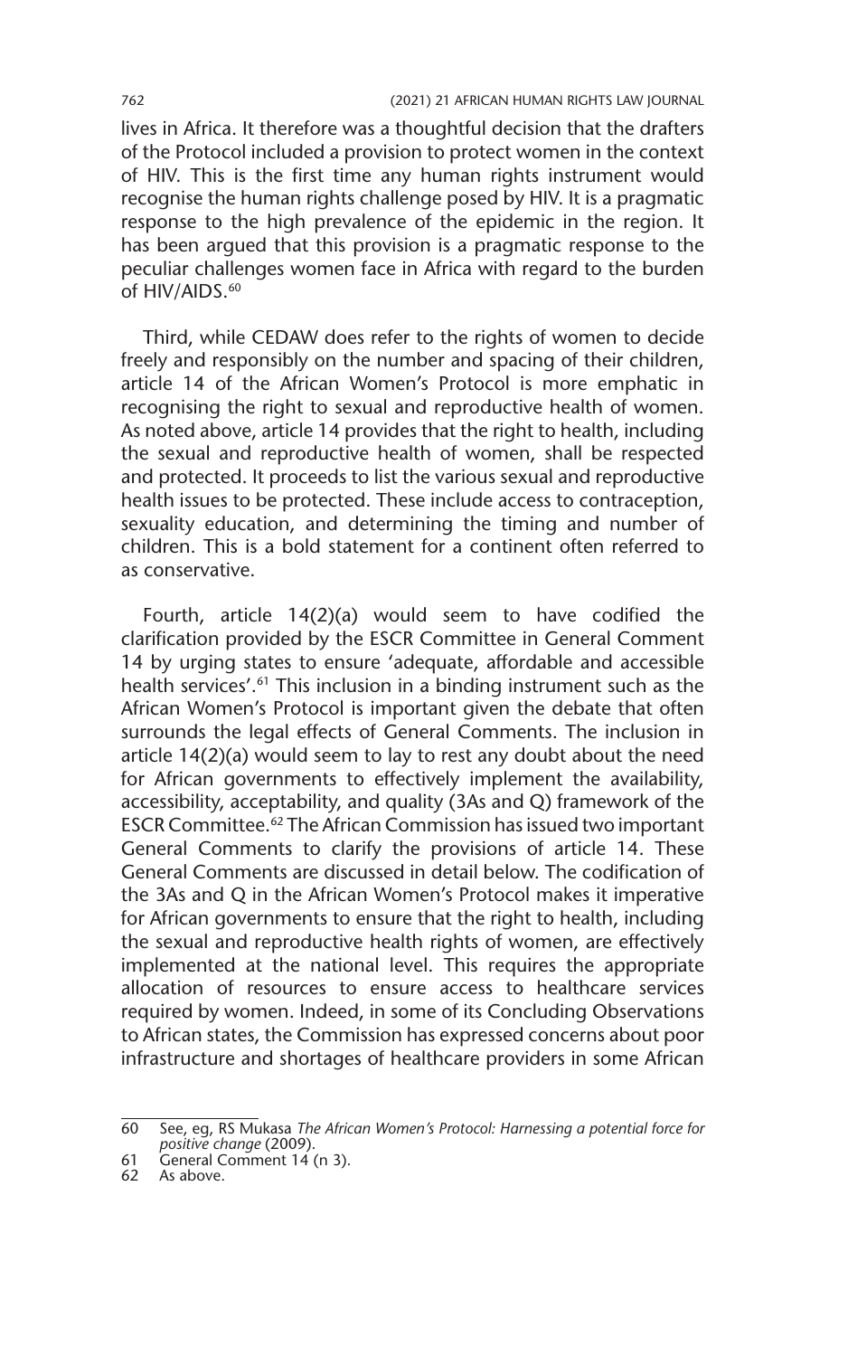lives in Africa. It therefore was a thoughtful decision that the drafters of the Protocol included a provision to protect women in the context of HIV. This is the first time any human rights instrument would recognise the human rights challenge posed by HIV. It is a pragmatic response to the high prevalence of the epidemic in the region. It has been argued that this provision is a pragmatic response to the peculiar challenges women face in Africa with regard to the burden of HIV/AIDS.[60]

Third, while CEDAW does refer to the rights of women to decide freely and responsibly on the number and spacing of their children, article 14 of the African Women's Protocol is more emphatic in recognising the right to sexual and reproductive health of women. As noted above, article 14 provides that the right to health, including the sexual and reproductive health of women, shall be respected and protected. It proceeds to list the various sexual and reproductive health issues to be protected. These include access to contraception, sexuality education, and determining the timing and number of children. This is a bold statement for a continent often referred to as conservative.

Fourth, article 14(2)(a) would seem to have codified the clarification provided by the ESCR Committee in General Comment 14 by urging states to ensure 'adequate, affordable and accessible health services'.[61] This inclusion in a binding instrument such as the African Women's Protocol is important given the debate that often surrounds the legal effects of General Comments. The inclusion in article 14(2)(a) would seem to lay to rest any doubt about the need for African governments to effectively implement the availability, accessibility, acceptability, and quality (3As and Q) framework of the ESCR Committee.[62] The African Commission has issued two important General Comments to clarify the provisions of article 14. These General Comments are discussed in detail below. The codification of the 3As and Q in the African Women's Protocol makes it imperative for African governments to ensure that the right to health, including the sexual and reproductive health rights of women, are effectively implemented at the national level. This requires the appropriate allocation of resources to ensure access to healthcare services required by women. Indeed, in some of its Concluding Observations to African states, the Commission has expressed concerns about poor infrastructure and shortages of healthcare providers in some African

---

60 See, eg, RS Mukasa *The African Women's Protocol: Harnessing a potential force for positive change* (2009).

61 General Comment 14 (n 3).

62 As above.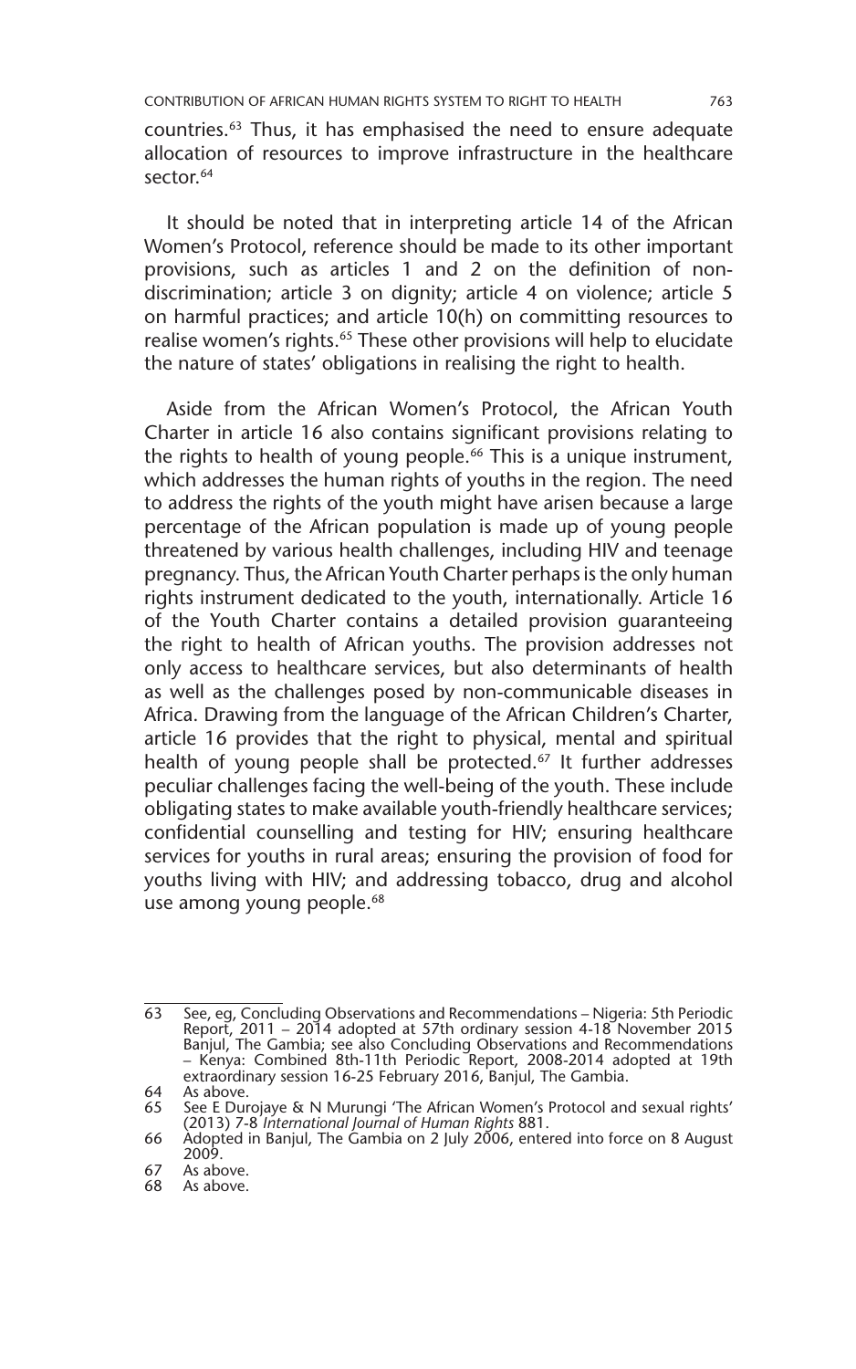countries.[63] Thus, it has emphasised the need to ensure adequate allocation of resources to improve infrastructure in the healthcare sector.[64]

It should be noted that in interpreting article 14 of the African Women's Protocol, reference should be made to its other important provisions, such as articles 1 and 2 on the definition of non-discrimination; article 3 on dignity; article 4 on violence; article 5 on harmful practices; and article 10(h) on committing resources to realise women's rights.[65] These other provisions will help to elucidate the nature of states' obligations in realising the right to health.

Aside from the African Women's Protocol, the African Youth Charter in article 16 also contains significant provisions relating to the rights to health of young people.[66] This is a unique instrument, which addresses the human rights of youths in the region. The need to address the rights of the youth might have arisen because a large percentage of the African population is made up of young people threatened by various health challenges, including HIV and teenage pregnancy. Thus, the African Youth Charter perhaps is the only human rights instrument dedicated to the youth, internationally. Article 16 of the Youth Charter contains a detailed provision guaranteeing the right to health of African youths. The provision addresses not only access to healthcare services, but also determinants of health as well as the challenges posed by non-communicable diseases in Africa. Drawing from the language of the African Children's Charter, article 16 provides that the right to physical, mental and spiritual health of young people shall be protected.[67] It further addresses peculiar challenges facing the well-being of the youth. These include obligating states to make available youth-friendly healthcare services; confidential counselling and testing for HIV; ensuring healthcare services for youths in rural areas; ensuring the provision of food for youths living with HIV; and addressing tobacco, drug and alcohol use among young people.[68]

---

63 See, eg, Concluding Observations and Recommendations – Nigeria: 5th Periodic Report, 2011 – 2014 adopted at 57th ordinary session 4-18 November 2015 Banjul, The Gambia; see also Concluding Observations and Recommendations – Kenya: Combined 8th-11th Periodic Report, 2008-2014 adopted at 19th extraordinary session 16-25 February 2016, Banjul, The Gambia.

64 As above.

65 See E Durojaye & N Murungi 'The African Women's Protocol and sexual rights' (2013) 7-8 *International Journal of Human Rights* 881.

66 Adopted in Banjul, The Gambia on 2 July 2006, entered into force on 8 August 2009.

67 As above.

68 As above.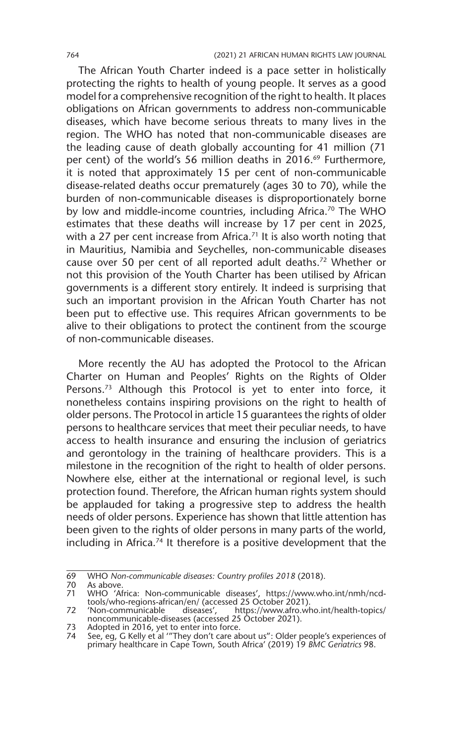The African Youth Charter indeed is a pace setter in holistically protecting the rights to health of young people. It serves as a good model for a comprehensive recognition of the right to health. It places obligations on African governments to address non-communicable diseases, which have become serious threats to many lives in the region. The WHO has noted that non-communicable diseases are the leading cause of death globally accounting for 41 million (71 per cent) of the world's 56 million deaths in 2016.[69] Furthermore, it is noted that approximately 15 per cent of non-communicable disease-related deaths occur prematurely (ages 30 to 70), while the burden of non-communicable diseases is disproportionately borne by low and middle-income countries, including Africa.[70] The WHO estimates that these deaths will increase by 17 per cent in 2025, with a 27 per cent increase from Africa.[71] It is also worth noting that in Mauritius, Namibia and Seychelles, non-communicable diseases cause over 50 per cent of all reported adult deaths.[72] Whether or not this provision of the Youth Charter has been utilised by African governments is a different story entirely. It indeed is surprising that such an important provision in the African Youth Charter has not been put to effective use. This requires African governments to be alive to their obligations to protect the continent from the scourge of non-communicable diseases.

More recently the AU has adopted the Protocol to the African Charter on Human and Peoples' Rights on the Rights of Older Persons.[73] Although this Protocol is yet to enter into force, it nonetheless contains inspiring provisions on the right to health of older persons. The Protocol in article 15 guarantees the rights of older persons to healthcare services that meet their peculiar needs, to have access to health insurance and ensuring the inclusion of geriatrics and gerontology in the training of healthcare providers. This is a milestone in the recognition of the right to health of older persons. Nowhere else, either at the international or regional level, is such protection found. Therefore, the African human rights system should be applauded for taking a progressive step to address the health needs of older persons. Experience has shown that little attention has been given to the rights of older persons in many parts of the world, including in Africa.[74] It therefore is a positive development that the

---

69 WHO *Non-communicable diseases: Country profiles 2018* (2018).

70 As above.

71 WHO 'Africa: Non-communicable diseases', https://www.who.int/nmh/ncd-tools/who-regions-african/en/ (accessed 25 October 2021).

72 'Non-communicable diseases', https://www.afro.who.int/health-topics/noncommunicable-diseases (accessed 25 October 2021).

73 Adopted in 2016, yet to enter into force.

74 See, eg, G Kelly et al '"They don't care about us": Older people's experiences of primary healthcare in Cape Town, South Africa' (2019) 19 *BMC Geriatrics* 98.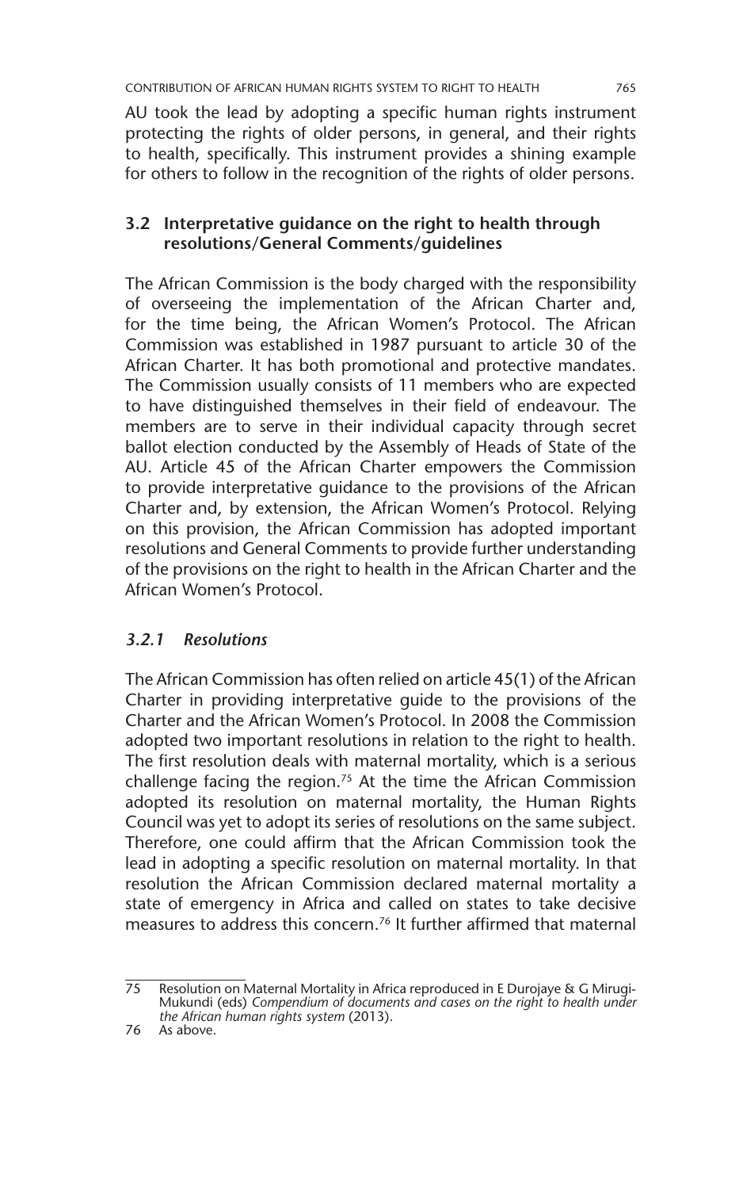AU took the lead by adopting a specific human rights instrument protecting the rights of older persons, in general, and their rights to health, specifically. This instrument provides a shining example for others to follow in the recognition of the rights of older persons.

## 3.2 Interpretative guidance on the right to health through resolutions/General Comments/guidelines

The African Commission is the body charged with the responsibility of overseeing the implementation of the African Charter and, for the time being, the African Women's Protocol. The African Commission was established in 1987 pursuant to article 30 of the African Charter. It has both promotional and protective mandates. The Commission usually consists of 11 members who are expected to have distinguished themselves in their field of endeavour. The members are to serve in their individual capacity through secret ballot election conducted by the Assembly of Heads of State of the AU. Article 45 of the African Charter empowers the Commission to provide interpretative guidance to the provisions of the African Charter and, by extension, the African Women's Protocol. Relying on this provision, the African Commission has adopted important resolutions and General Comments to provide further understanding of the provisions on the right to health in the African Charter and the African Women's Protocol.

### *3.2.1 Resolutions*

The African Commission has often relied on article 45(1) of the African Charter in providing interpretative guide to the provisions of the Charter and the African Women's Protocol. In 2008 the Commission adopted two important resolutions in relation to the right to health. The first resolution deals with maternal mortality, which is a serious challenge facing the region.[75] At the time the African Commission adopted its resolution on maternal mortality, the Human Rights Council was yet to adopt its series of resolutions on the same subject. Therefore, one could affirm that the African Commission took the lead in adopting a specific resolution on maternal mortality. In that resolution the African Commission declared maternal mortality a state of emergency in Africa and called on states to take decisive measures to address this concern.[76] It further affirmed that maternal

---

75 Resolution on Maternal Mortality in Africa reproduced in E Durojaye & G Mirugi-Mukundi (eds) *Compendium of documents and cases on the right to health under the African human rights system* (2013).

76 As above.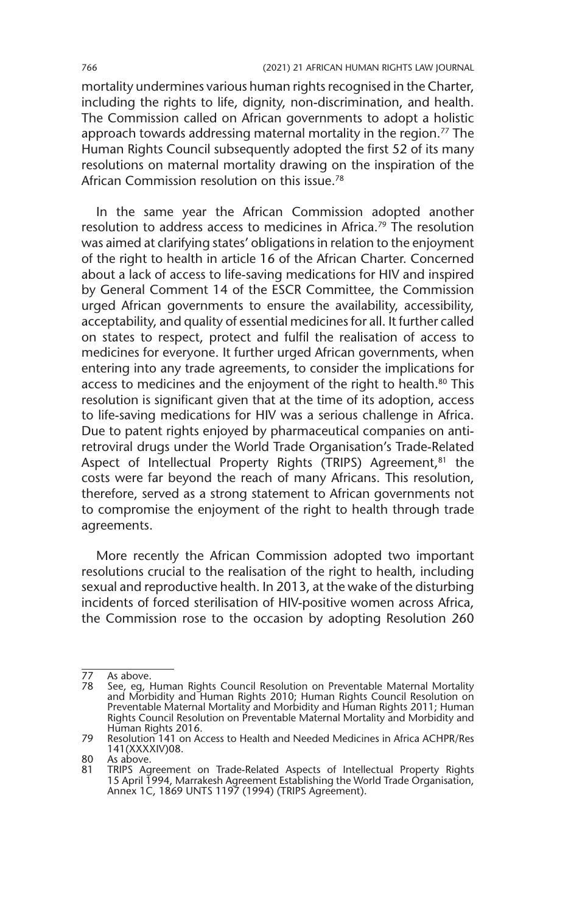mortality undermines various human rights recognised in the Charter, including the rights to life, dignity, non-discrimination, and health. The Commission called on African governments to adopt a holistic approach towards addressing maternal mortality in the region.[77] The Human Rights Council subsequently adopted the first 52 of its many resolutions on maternal mortality drawing on the inspiration of the African Commission resolution on this issue.[78]

In the same year the African Commission adopted another resolution to address access to medicines in Africa.[79] The resolution was aimed at clarifying states' obligations in relation to the enjoyment of the right to health in article 16 of the African Charter. Concerned about a lack of access to life-saving medications for HIV and inspired by General Comment 14 of the ESCR Committee, the Commission urged African governments to ensure the availability, accessibility, acceptability, and quality of essential medicines for all. It further called on states to respect, protect and fulfil the realisation of access to medicines for everyone. It further urged African governments, when entering into any trade agreements, to consider the implications for access to medicines and the enjoyment of the right to health.[80] This resolution is significant given that at the time of its adoption, access to life-saving medications for HIV was a serious challenge in Africa. Due to patent rights enjoyed by pharmaceutical companies on anti-retroviral drugs under the World Trade Organisation's Trade-Related Aspect of Intellectual Property Rights (TRIPS) Agreement,[81] the costs were far beyond the reach of many Africans. This resolution, therefore, served as a strong statement to African governments not to compromise the enjoyment of the right to health through trade agreements.

More recently the African Commission adopted two important resolutions crucial to the realisation of the right to health, including sexual and reproductive health. In 2013, at the wake of the disturbing incidents of forced sterilisation of HIV-positive women across Africa, the Commission rose to the occasion by adopting Resolution 260

---

77 As above.

78 See, eg, Human Rights Council Resolution on Preventable Maternal Mortality and Morbidity and Human Rights 2010; Human Rights Council Resolution on Preventable Maternal Mortality and Morbidity and Human Rights 2011; Human Rights Council Resolution on Preventable Maternal Mortality and Morbidity and Human Rights 2016.

79 Resolution 141 on Access to Health and Needed Medicines in Africa ACHPR/Res 141(XXXXIV)08.

80 As above.

81 TRIPS Agreement on Trade-Related Aspects of Intellectual Property Rights 15 April 1994, Marrakesh Agreement Establishing the World Trade Organisation, Annex 1C, 1869 UNTS 1197 (1994) (TRIPS Agreement).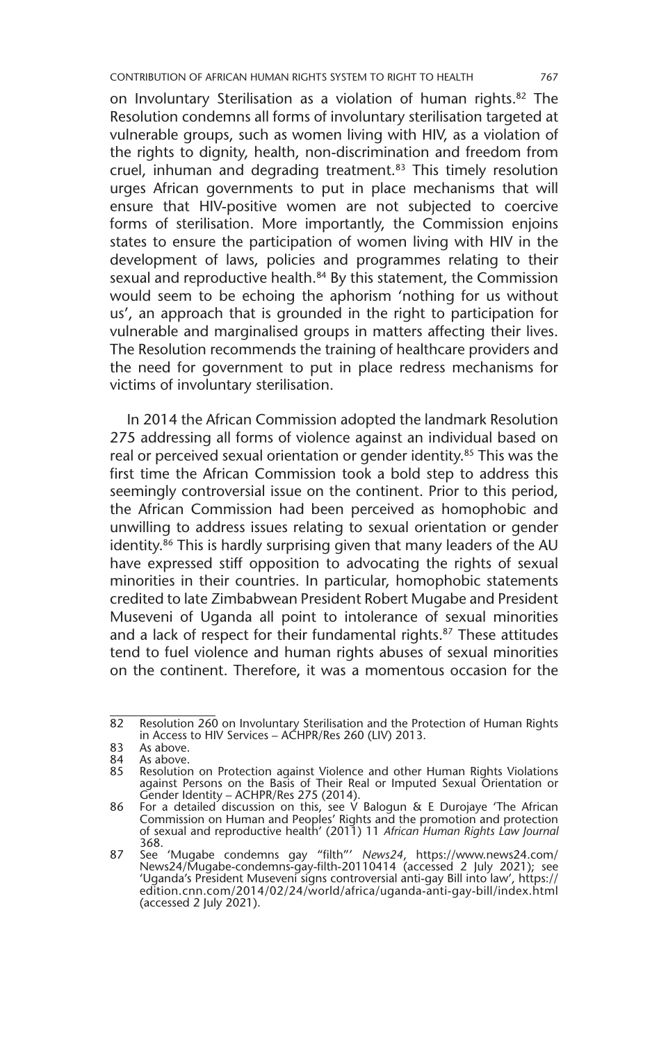on Involuntary Sterilisation as a violation of human rights.[82] The Resolution condemns all forms of involuntary sterilisation targeted at vulnerable groups, such as women living with HIV, as a violation of the rights to dignity, health, non-discrimination and freedom from cruel, inhuman and degrading treatment.[83] This timely resolution urges African governments to put in place mechanisms that will ensure that HIV-positive women are not subjected to coercive forms of sterilisation. More importantly, the Commission enjoins states to ensure the participation of women living with HIV in the development of laws, policies and programmes relating to their sexual and reproductive health.[84] By this statement, the Commission would seem to be echoing the aphorism 'nothing for us without us', an approach that is grounded in the right to participation for vulnerable and marginalised groups in matters affecting their lives. The Resolution recommends the training of healthcare providers and the need for government to put in place redress mechanisms for victims of involuntary sterilisation.

In 2014 the African Commission adopted the landmark Resolution 275 addressing all forms of violence against an individual based on real or perceived sexual orientation or gender identity.[85] This was the first time the African Commission took a bold step to address this seemingly controversial issue on the continent. Prior to this period, the African Commission had been perceived as homophobic and unwilling to address issues relating to sexual orientation or gender identity.[86] This is hardly surprising given that many leaders of the AU have expressed stiff opposition to advocating the rights of sexual minorities in their countries. In particular, homophobic statements credited to late Zimbabwean President Robert Mugabe and President Museveni of Uganda all point to intolerance of sexual minorities and a lack of respect for their fundamental rights.[87] These attitudes tend to fuel violence and human rights abuses of sexual minorities on the continent. Therefore, it was a momentous occasion for the

---

82 Resolution 260 on Involuntary Sterilisation and the Protection of Human Rights in Access to HIV Services – ACHPR/Res 260 (LIV) 2013.

83 As above.

84 As above.

85 Resolution on Protection against Violence and other Human Rights Violations against Persons on the Basis of Their Real or Imputed Sexual Orientation or Gender Identity – ACHPR/Res 275 (2014).

86 For a detailed discussion on this, see V Balogun & E Durojaye 'The African Commission on Human and Peoples' Rights and the promotion and protection of sexual and reproductive health' (2011) 11 *African Human Rights Law Journal* 368.

87 See 'Mugabe condemns gay "filth"' *News24*, https://www.news24.com/News24/Mugabe-condemns-gay-filth-20110414 (accessed 2 July 2021); see 'Uganda's President Museveni signs controversial anti-gay Bill into law', https://edition.cnn.com/2014/02/24/world/africa/uganda-anti-gay-bill/index.html (accessed 2 July 2021).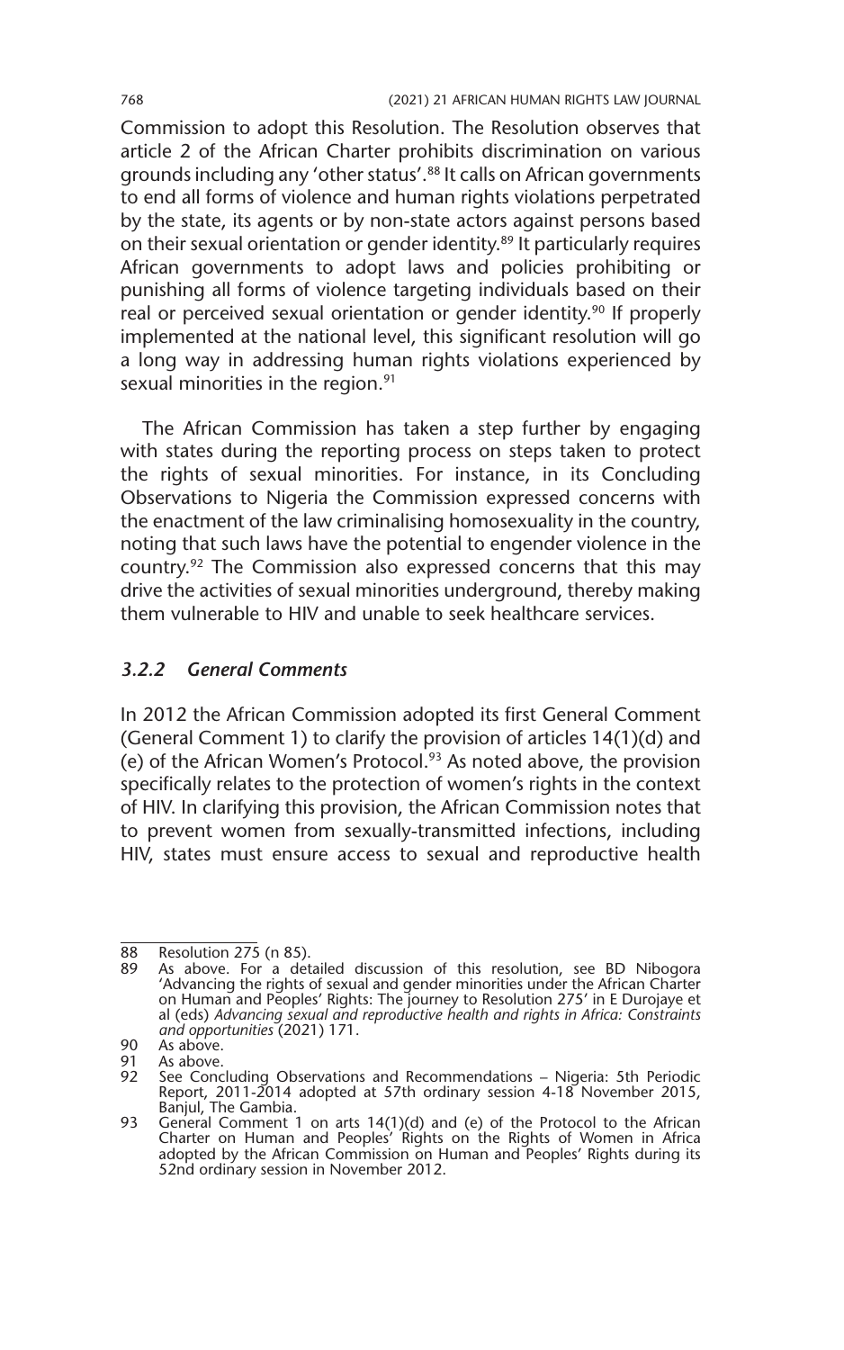Commission to adopt this Resolution. The Resolution observes that article 2 of the African Charter prohibits discrimination on various grounds including any 'other status'.[88] It calls on African governments to end all forms of violence and human rights violations perpetrated by the state, its agents or by non-state actors against persons based on their sexual orientation or gender identity.[89] It particularly requires African governments to adopt laws and policies prohibiting or punishing all forms of violence targeting individuals based on their real or perceived sexual orientation or gender identity.[90] If properly implemented at the national level, this significant resolution will go a long way in addressing human rights violations experienced by sexual minorities in the region.[91]

The African Commission has taken a step further by engaging with states during the reporting process on steps taken to protect the rights of sexual minorities. For instance, in its Concluding Observations to Nigeria the Commission expressed concerns with the enactment of the law criminalising homosexuality in the country, noting that such laws have the potential to engender violence in the country.[92] The Commission also expressed concerns that this may drive the activities of sexual minorities underground, thereby making them vulnerable to HIV and unable to seek healthcare services.

### *3.2.2 General Comments*

In 2012 the African Commission adopted its first General Comment (General Comment 1) to clarify the provision of articles 14(1)(d) and (e) of the African Women's Protocol.[93] As noted above, the provision specifically relates to the protection of women's rights in the context of HIV. In clarifying this provision, the African Commission notes that to prevent women from sexually-transmitted infections, including HIV, states must ensure access to sexual and reproductive health

---

88 Resolution 275 (n 85).

89 As above. For a detailed discussion of this resolution, see BD Nibogora 'Advancing the rights of sexual and gender minorities under the African Charter on Human and Peoples' Rights: The journey to Resolution 275' in E Durojaye et al (eds) *Advancing sexual and reproductive health and rights in Africa: Constraints and opportunities* (2021) 171.

90 As above.

91 As above.

92 See Concluding Observations and Recommendations – Nigeria: 5th Periodic Report, 2011-2014 adopted at 57th ordinary session 4-18 November 2015, Banjul, The Gambia.

93 General Comment 1 on arts 14(1)(d) and (e) of the Protocol to the African Charter on Human and Peoples' Rights on the Rights of Women in Africa adopted by the African Commission on Human and Peoples' Rights during its 52nd ordinary session in November 2012.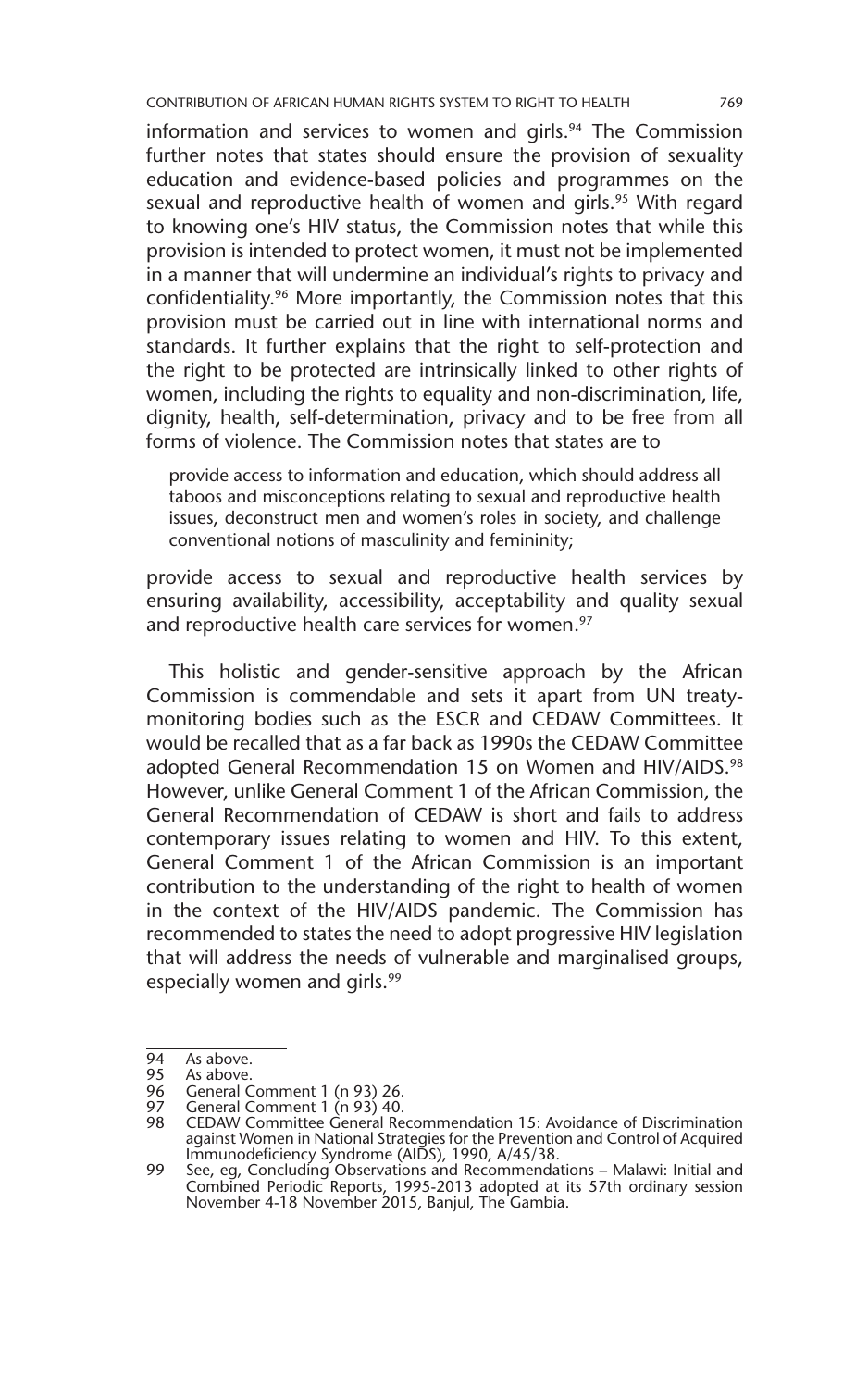information and services to women and girls.[94] The Commission further notes that states should ensure the provision of sexuality education and evidence-based policies and programmes on the sexual and reproductive health of women and girls.[95] With regard to knowing one's HIV status, the Commission notes that while this provision is intended to protect women, it must not be implemented in a manner that will undermine an individual's rights to privacy and confidentiality.[96] More importantly, the Commission notes that this provision must be carried out in line with international norms and standards. It further explains that the right to self-protection and the right to be protected are intrinsically linked to other rights of women, including the rights to equality and non-discrimination, life, dignity, health, self-determination, privacy and to be free from all forms of violence. The Commission notes that states are to

> provide access to information and education, which should address all taboos and misconceptions relating to sexual and reproductive health issues, deconstruct men and women's roles in society, and challenge conventional notions of masculinity and femininity;

provide access to sexual and reproductive health services by ensuring availability, accessibility, acceptability and quality sexual and reproductive health care services for women.[97]

This holistic and gender-sensitive approach by the African Commission is commendable and sets it apart from UN treaty-monitoring bodies such as the ESCR and CEDAW Committees. It would be recalled that as a far back as 1990s the CEDAW Committee adopted General Recommendation 15 on Women and HIV/AIDS.[98] However, unlike General Comment 1 of the African Commission, the General Recommendation of CEDAW is short and fails to address contemporary issues relating to women and HIV. To this extent, General Comment 1 of the African Commission is an important contribution to the understanding of the right to health of women in the context of the HIV/AIDS pandemic. The Commission has recommended to states the need to adopt progressive HIV legislation that will address the needs of vulnerable and marginalised groups, especially women and girls.[99]

---

94 As above.

95 As above.

96 General Comment 1 (n 93) 26.

97 General Comment 1 (n 93) 40.

98 CEDAW Committee General Recommendation 15: Avoidance of Discrimination against Women in National Strategies for the Prevention and Control of Acquired Immunodeficiency Syndrome (AIDS), 1990, A/45/38.

99 See, eg, Concluding Observations and Recommendations – Malawi: Initial and Combined Periodic Reports, 1995-2013 adopted at its 57th ordinary session November 4-18 November 2015, Banjul, The Gambia.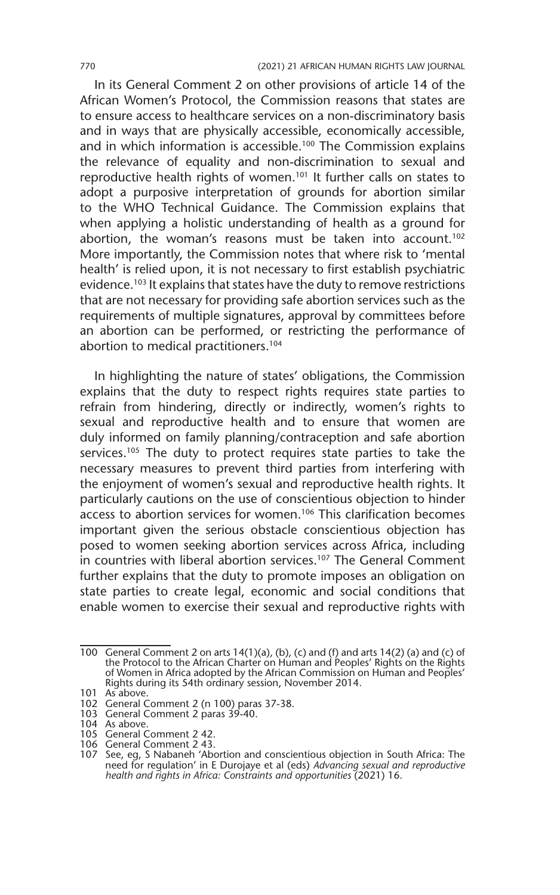In its General Comment 2 on other provisions of article 14 of the African Women's Protocol, the Commission reasons that states are to ensure access to healthcare services on a non-discriminatory basis and in ways that are physically accessible, economically accessible, and in which information is accessible.[100] The Commission explains the relevance of equality and non-discrimination to sexual and reproductive health rights of women.[101] It further calls on states to adopt a purposive interpretation of grounds for abortion similar to the WHO Technical Guidance. The Commission explains that when applying a holistic understanding of health as a ground for abortion, the woman's reasons must be taken into account.[102] More importantly, the Commission notes that where risk to 'mental health' is relied upon, it is not necessary to first establish psychiatric evidence.[103] It explains that states have the duty to remove restrictions that are not necessary for providing safe abortion services such as the requirements of multiple signatures, approval by committees before an abortion can be performed, or restricting the performance of abortion to medical practitioners.[104]

In highlighting the nature of states' obligations, the Commission explains that the duty to respect rights requires state parties to refrain from hindering, directly or indirectly, women's rights to sexual and reproductive health and to ensure that women are duly informed on family planning/contraception and safe abortion services.[105] The duty to protect requires state parties to take the necessary measures to prevent third parties from interfering with the enjoyment of women's sexual and reproductive health rights. It particularly cautions on the use of conscientious objection to hinder access to abortion services for women.[106] This clarification becomes important given the serious obstacle conscientious objection has posed to women seeking abortion services across Africa, including in countries with liberal abortion services.[107] The General Comment further explains that the duty to promote imposes an obligation on state parties to create legal, economic and social conditions that enable women to exercise their sexual and reproductive rights with

---

100 General Comment 2 on arts 14(1)(a), (b), (c) and (f) and arts 14(2) (a) and (c) of the Protocol to the African Charter on Human and Peoples' Rights on the Rights of Women in Africa adopted by the African Commission on Human and Peoples' Rights during its 54th ordinary session, November 2014.

101 As above.

102 General Comment 2 (n 100) paras 37-38.

103 General Comment 2 paras 39-40.

104 As above.

105 General Comment 2 42.

106 General Comment 2 43.

107 See, eg, S Nabaneh 'Abortion and conscientious objection in South Africa: The need for regulation' in E Durojaye et al (eds) *Advancing sexual and reproductive health and rights in Africa: Constraints and opportunities* (2021) 16.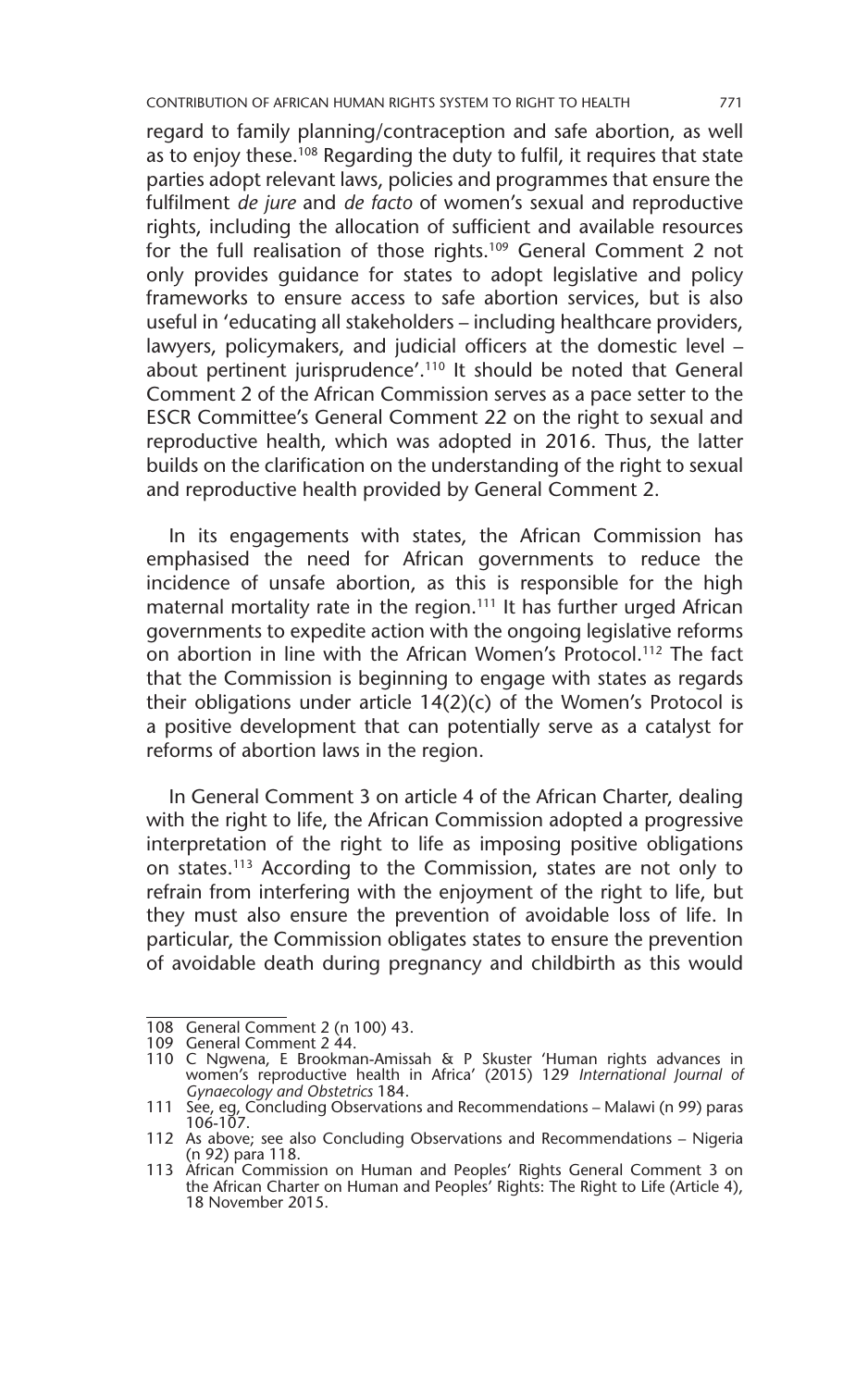regard to family planning/contraception and safe abortion, as well as to enjoy these.[108] Regarding the duty to fulfil, it requires that state parties adopt relevant laws, policies and programmes that ensure the fulfilment *de jure* and *de facto* of women's sexual and reproductive rights, including the allocation of sufficient and available resources for the full realisation of those rights.[109] General Comment 2 not only provides guidance for states to adopt legislative and policy frameworks to ensure access to safe abortion services, but is also useful in 'educating all stakeholders – including healthcare providers, lawyers, policymakers, and judicial officers at the domestic level – about pertinent jurisprudence'.[110] It should be noted that General Comment 2 of the African Commission serves as a pace setter to the ESCR Committee's General Comment 22 on the right to sexual and reproductive health, which was adopted in 2016. Thus, the latter builds on the clarification on the understanding of the right to sexual and reproductive health provided by General Comment 2.

In its engagements with states, the African Commission has emphasised the need for African governments to reduce the incidence of unsafe abortion, as this is responsible for the high maternal mortality rate in the region.[111] It has further urged African governments to expedite action with the ongoing legislative reforms on abortion in line with the African Women's Protocol.[112] The fact that the Commission is beginning to engage with states as regards their obligations under article 14(2)(c) of the Women's Protocol is a positive development that can potentially serve as a catalyst for reforms of abortion laws in the region.

In General Comment 3 on article 4 of the African Charter, dealing with the right to life, the African Commission adopted a progressive interpretation of the right to life as imposing positive obligations on states.[113] According to the Commission, states are not only to refrain from interfering with the enjoyment of the right to life, but they must also ensure the prevention of avoidable loss of life. In particular, the Commission obligates states to ensure the prevention of avoidable death during pregnancy and childbirth as this would

---

108 General Comment 2 (n 100) 43.

109 General Comment 2 44.

110 C Ngwena, E Brookman-Amissah & P Skuster 'Human rights advances in women's reproductive health in Africa' (2015) 129 *International Journal of Gynaecology and Obstetrics* 184.

111 See, eg, Concluding Observations and Recommendations – Malawi (n 99) paras 106-107.

112 As above; see also Concluding Observations and Recommendations – Nigeria (n 92) para 118.

113 African Commission on Human and Peoples' Rights General Comment 3 on the African Charter on Human and Peoples' Rights: The Right to Life (Article 4), 18 November 2015.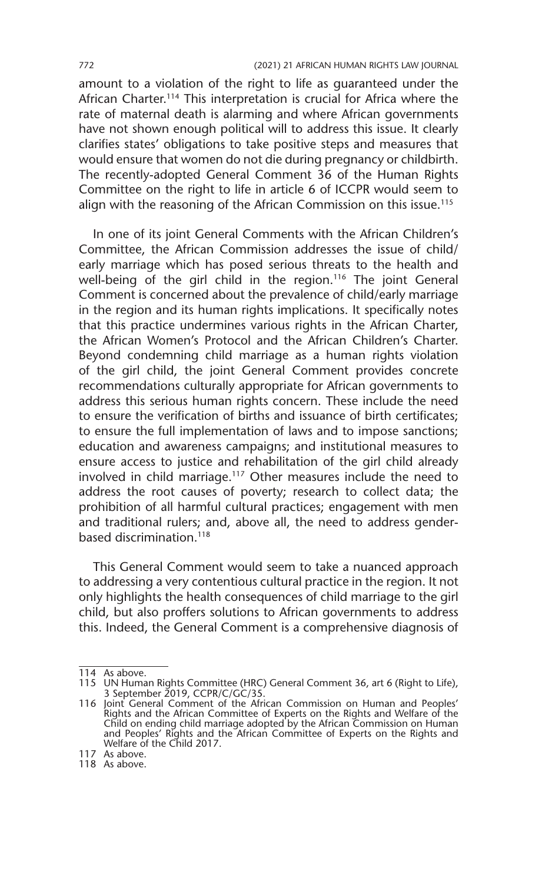amount to a violation of the right to life as guaranteed under the African Charter.[114] This interpretation is crucial for Africa where the rate of maternal death is alarming and where African governments have not shown enough political will to address this issue. It clearly clarifies states' obligations to take positive steps and measures that would ensure that women do not die during pregnancy or childbirth. The recently-adopted General Comment 36 of the Human Rights Committee on the right to life in article 6 of ICCPR would seem to align with the reasoning of the African Commission on this issue.[115]

In one of its joint General Comments with the African Children's Committee, the African Commission addresses the issue of child/early marriage which has posed serious threats to the health and well-being of the girl child in the region.[116] The joint General Comment is concerned about the prevalence of child/early marriage in the region and its human rights implications. It specifically notes that this practice undermines various rights in the African Charter, the African Women's Protocol and the African Children's Charter. Beyond condemning child marriage as a human rights violation of the girl child, the joint General Comment provides concrete recommendations culturally appropriate for African governments to address this serious human rights concern. These include the need to ensure the verification of births and issuance of birth certificates; to ensure the full implementation of laws and to impose sanctions; education and awareness campaigns; and institutional measures to ensure access to justice and rehabilitation of the girl child already involved in child marriage.[117] Other measures include the need to address the root causes of poverty; research to collect data; the prohibition of all harmful cultural practices; engagement with men and traditional rulers; and, above all, the need to address gender-based discrimination.[118]

This General Comment would seem to take a nuanced approach to addressing a very contentious cultural practice in the region. It not only highlights the health consequences of child marriage to the girl child, but also proffers solutions to African governments to address this. Indeed, the General Comment is a comprehensive diagnosis of

---

114 As above.

115 UN Human Rights Committee (HRC) General Comment 36, art 6 (Right to Life), 3 September 2019, CCPR/C/GC/35.

116 Joint General Comment of the African Commission on Human and Peoples' Rights and the African Committee of Experts on the Rights and Welfare of the Child on ending child marriage adopted by the African Commission on Human and Peoples' Rights and the African Committee of Experts on the Rights and Welfare of the Child 2017.

117 As above.

118 As above.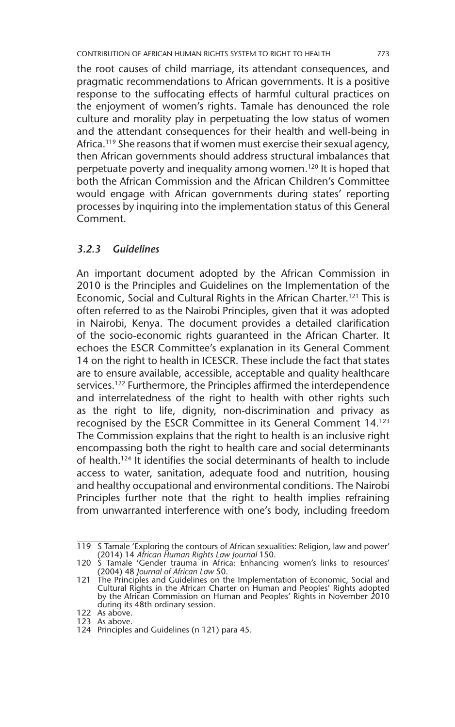the root causes of child marriage, its attendant consequences, and pragmatic recommendations to African governments. It is a positive response to the suffocating effects of harmful cultural practices on the enjoyment of women's rights. Tamale has denounced the role culture and morality play in perpetuating the low status of women and the attendant consequences for their health and well-being in Africa.[119] She reasons that if women must exercise their sexual agency, then African governments should address structural imbalances that perpetuate poverty and inequality among women.[120] It is hoped that both the African Commission and the African Children's Committee would engage with African governments during states' reporting processes by inquiring into the implementation status of this General Comment.

### *3.2.3 Guidelines*

An important document adopted by the African Commission in 2010 is the Principles and Guidelines on the Implementation of the Economic, Social and Cultural Rights in the African Charter.[121] This is often referred to as the Nairobi Principles, given that it was adopted in Nairobi, Kenya. The document provides a detailed clarification of the socio-economic rights guaranteed in the African Charter. It echoes the ESCR Committee's explanation in its General Comment 14 on the right to health in ICESCR. These include the fact that states are to ensure available, accessible, acceptable and quality healthcare services.[122] Furthermore, the Principles affirmed the interdependence and interrelatedness of the right to health with other rights such as the right to life, dignity, non-discrimination and privacy as recognised by the ESCR Committee in its General Comment 14.[123] The Commission explains that the right to health is an inclusive right encompassing both the right to health care and social determinants of health.[124] It identifies the social determinants of health to include access to water, sanitation, adequate food and nutrition, housing and healthy occupational and environmental conditions. The Nairobi Principles further note that the right to health implies refraining from unwarranted interference with one's body, including freedom

---

119 S Tamale 'Exploring the contours of African sexualities: Religion, law and power' (2014) 14 *African Human Rights Law Journal* 150.

120 S Tamale 'Gender trauma in Africa: Enhancing women's links to resources' (2004) 48 *Journal of African Law* 50.

121 The Principles and Guidelines on the Implementation of Economic, Social and Cultural Rights in the African Charter on Human and Peoples' Rights adopted by the African Commission on Human and Peoples' Rights in November 2010 during its 48th ordinary session.

122 As above.

123 As above.

124 Principles and Guidelines (n 121) para 45.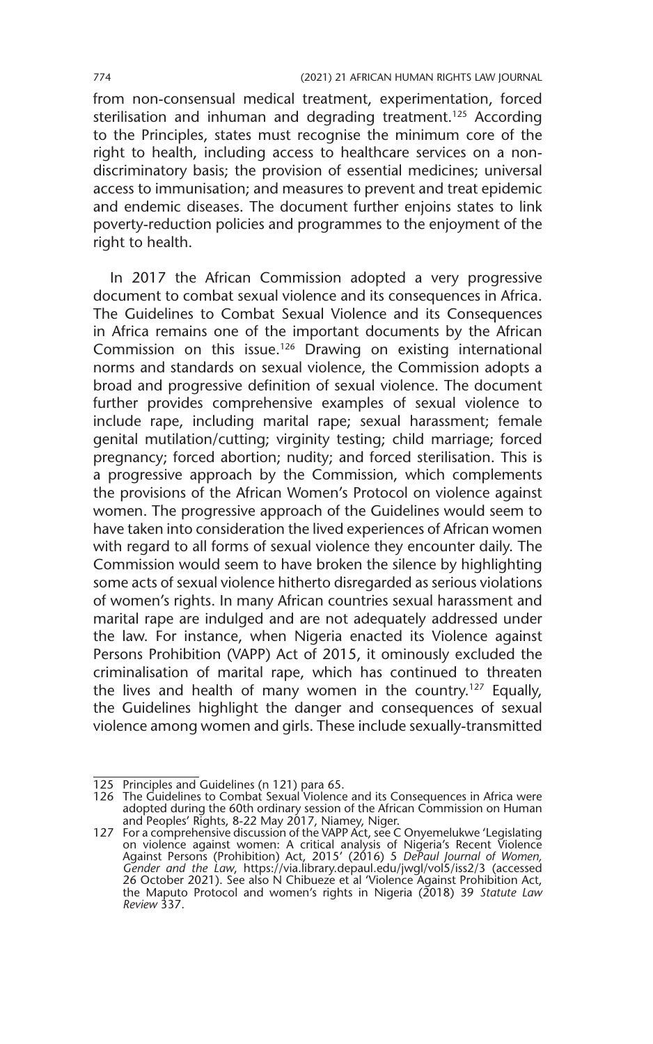from non-consensual medical treatment, experimentation, forced sterilisation and inhuman and degrading treatment.[125] According to the Principles, states must recognise the minimum core of the right to health, including access to healthcare services on a non-discriminatory basis; the provision of essential medicines; universal access to immunisation; and measures to prevent and treat epidemic and endemic diseases. The document further enjoins states to link poverty-reduction policies and programmes to the enjoyment of the right to health.

In 2017 the African Commission adopted a very progressive document to combat sexual violence and its consequences in Africa. The Guidelines to Combat Sexual Violence and its Consequences in Africa remains one of the important documents by the African Commission on this issue.[126] Drawing on existing international norms and standards on sexual violence, the Commission adopts a broad and progressive definition of sexual violence. The document further provides comprehensive examples of sexual violence to include rape, including marital rape; sexual harassment; female genital mutilation/cutting; virginity testing; child marriage; forced pregnancy; forced abortion; nudity; and forced sterilisation. This is a progressive approach by the Commission, which complements the provisions of the African Women's Protocol on violence against women. The progressive approach of the Guidelines would seem to have taken into consideration the lived experiences of African women with regard to all forms of sexual violence they encounter daily. The Commission would seem to have broken the silence by highlighting some acts of sexual violence hitherto disregarded as serious violations of women's rights. In many African countries sexual harassment and marital rape are indulged and are not adequately addressed under the law. For instance, when Nigeria enacted its Violence against Persons Prohibition (VAPP) Act of 2015, it ominously excluded the criminalisation of marital rape, which has continued to threaten the lives and health of many women in the country.[127] Equally, the Guidelines highlight the danger and consequences of sexual violence among women and girls. These include sexually-transmitted

---

125 Principles and Guidelines (n 121) para 65.

126 The Guidelines to Combat Sexual Violence and its Consequences in Africa were adopted during the 60th ordinary session of the African Commission on Human and Peoples' Rights, 8-22 May 2017, Niamey, Niger.

127 For a comprehensive discussion of the VAPP Act, see C Onyemelukwe 'Legislating on violence against women: A critical analysis of Nigeria's Recent Violence Against Persons (Prohibition) Act, 2015' (2016) 5 *DePaul Journal of Women, Gender and the Law*, https://via.library.depaul.edu/jwgl/vol5/iss2/3 (accessed 26 October 2021). See also N Chibueze et al 'Violence Against Prohibition Act, the Maputo Protocol and women's rights in Nigeria (2018) 39 *Statute Law Review* 337.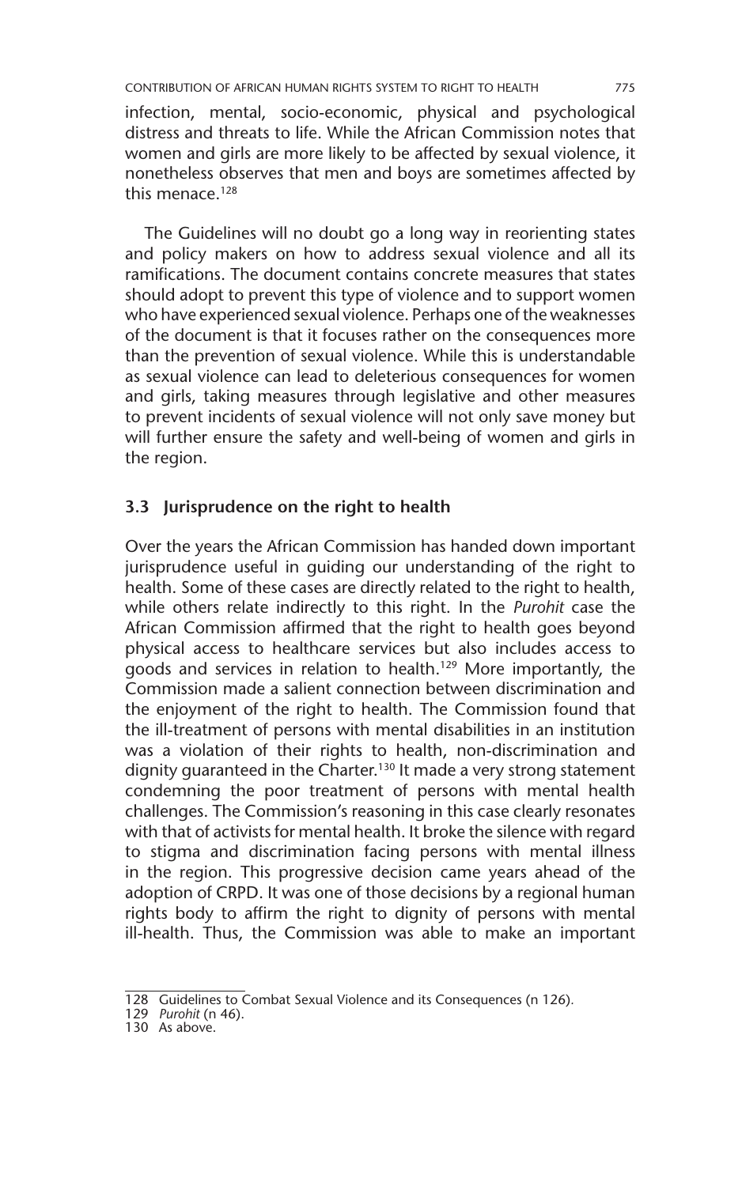infection, mental, socio-economic, physical and psychological distress and threats to life. While the African Commission notes that women and girls are more likely to be affected by sexual violence, it nonetheless observes that men and boys are sometimes affected by this menace.[128]

The Guidelines will no doubt go a long way in reorienting states and policy makers on how to address sexual violence and all its ramifications. The document contains concrete measures that states should adopt to prevent this type of violence and to support women who have experienced sexual violence. Perhaps one of the weaknesses of the document is that it focuses rather on the consequences more than the prevention of sexual violence. While this is understandable as sexual violence can lead to deleterious consequences for women and girls, taking measures through legislative and other measures to prevent incidents of sexual violence will not only save money but will further ensure the safety and well-being of women and girls in the region.

### 3.3 Jurisprudence on the right to health

Over the years the African Commission has handed down important jurisprudence useful in guiding our understanding of the right to health. Some of these cases are directly related to the right to health, while others relate indirectly to this right. In the *Purohit* case the African Commission affirmed that the right to health goes beyond physical access to healthcare services but also includes access to goods and services in relation to health.[129] More importantly, the Commission made a salient connection between discrimination and the enjoyment of the right to health. The Commission found that the ill-treatment of persons with mental disabilities in an institution was a violation of their rights to health, non-discrimination and dignity guaranteed in the Charter.[130] It made a very strong statement condemning the poor treatment of persons with mental health challenges. The Commission's reasoning in this case clearly resonates with that of activists for mental health. It broke the silence with regard to stigma and discrimination facing persons with mental illness in the region. This progressive decision came years ahead of the adoption of CRPD. It was one of those decisions by a regional human rights body to affirm the right to dignity of persons with mental ill-health. Thus, the Commission was able to make an important

---

128 Guidelines to Combat Sexual Violence and its Consequences (n 126).

129 *Purohit* (n 46).

130 As above.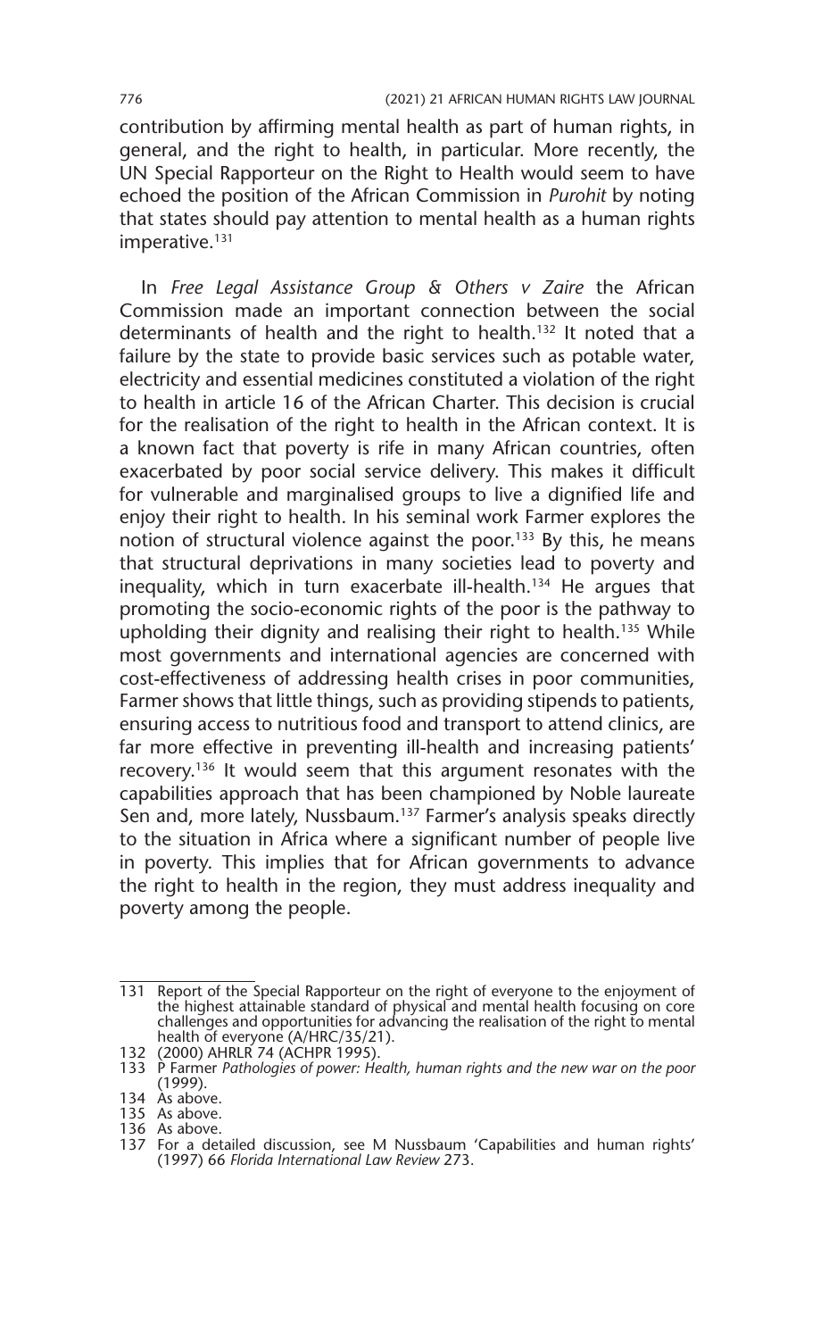contribution by affirming mental health as part of human rights, in general, and the right to health, in particular. More recently, the UN Special Rapporteur on the Right to Health would seem to have echoed the position of the African Commission in *Purohit* by noting that states should pay attention to mental health as a human rights imperative.[131]

In *Free Legal Assistance Group & Others v Zaire* the African Commission made an important connection between the social determinants of health and the right to health.[132] It noted that a failure by the state to provide basic services such as potable water, electricity and essential medicines constituted a violation of the right to health in article 16 of the African Charter. This decision is crucial for the realisation of the right to health in the African context. It is a known fact that poverty is rife in many African countries, often exacerbated by poor social service delivery. This makes it difficult for vulnerable and marginalised groups to live a dignified life and enjoy their right to health. In his seminal work Farmer explores the notion of structural violence against the poor.[133] By this, he means that structural deprivations in many societies lead to poverty and inequality, which in turn exacerbate ill-health.[134] He argues that promoting the socio-economic rights of the poor is the pathway to upholding their dignity and realising their right to health.[135] While most governments and international agencies are concerned with cost-effectiveness of addressing health crises in poor communities, Farmer shows that little things, such as providing stipends to patients, ensuring access to nutritious food and transport to attend clinics, are far more effective in preventing ill-health and increasing patients' recovery.[136] It would seem that this argument resonates with the capabilities approach that has been championed by Noble laureate Sen and, more lately, Nussbaum.[137] Farmer's analysis speaks directly to the situation in Africa where a significant number of people live in poverty. This implies that for African governments to advance the right to health in the region, they must address inequality and poverty among the people.

---

131 Report of the Special Rapporteur on the right of everyone to the enjoyment of the highest attainable standard of physical and mental health focusing on core challenges and opportunities for advancing the realisation of the right to mental health of everyone (A/HRC/35/21).

132 (2000) AHRLR 74 (ACHPR 1995).

133 P Farmer *Pathologies of power: Health, human rights and the new war on the poor* (1999).

134 As above.

135 As above.

136 As above.

137 For a detailed discussion, see M Nussbaum 'Capabilities and human rights' (1997) 66 *Florida International Law Review* 273.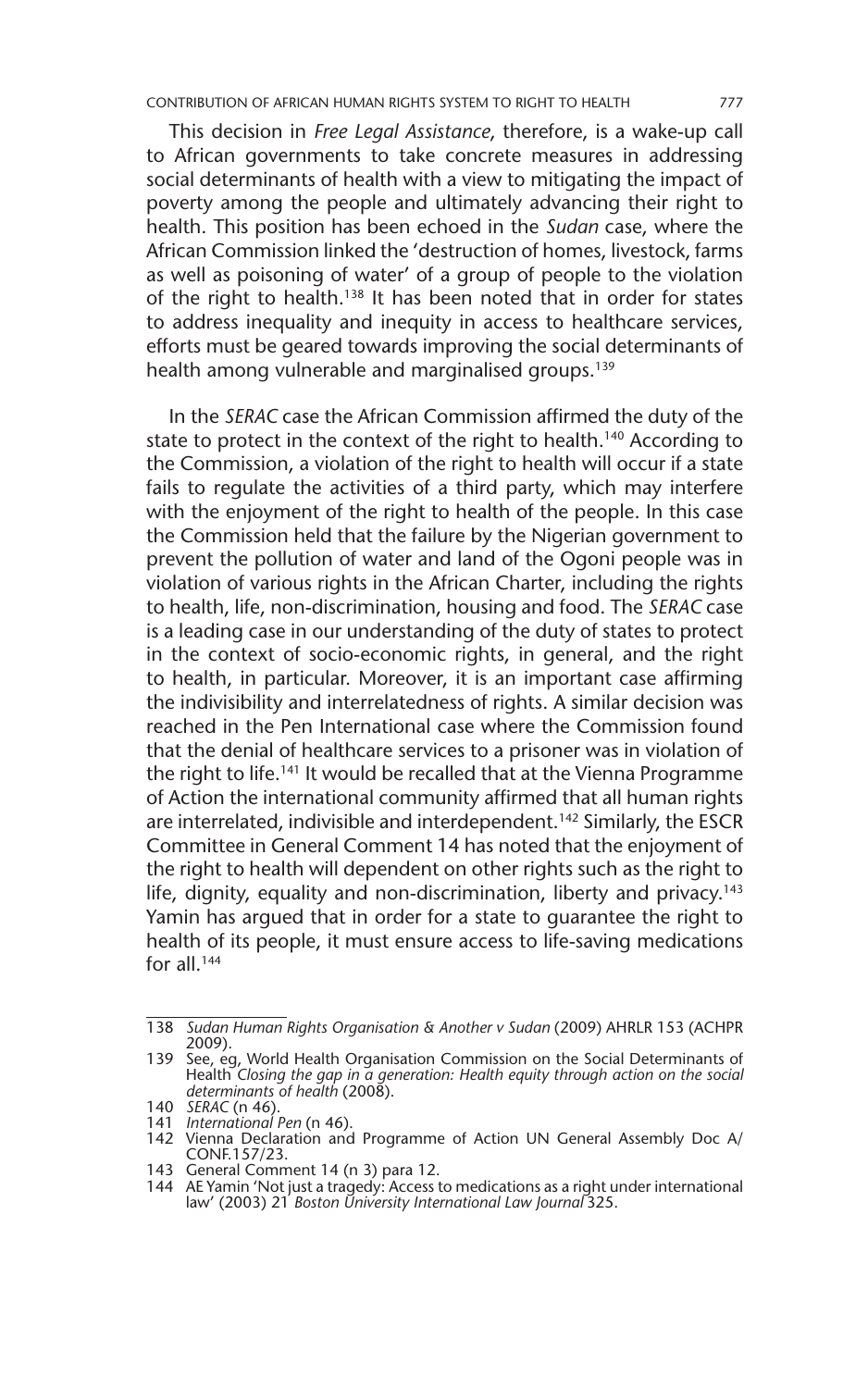This decision in *Free Legal Assistance*, therefore, is a wake-up call to African governments to take concrete measures in addressing social determinants of health with a view to mitigating the impact of poverty among the people and ultimately advancing their right to health. This position has been echoed in the *Sudan* case, where the African Commission linked the 'destruction of homes, livestock, farms as well as poisoning of water' of a group of people to the violation of the right to health.[138] It has been noted that in order for states to address inequality and inequity in access to healthcare services, efforts must be geared towards improving the social determinants of health among vulnerable and marginalised groups.[139]

In the *SERAC* case the African Commission affirmed the duty of the state to protect in the context of the right to health.[140] According to the Commission, a violation of the right to health will occur if a state fails to regulate the activities of a third party, which may interfere with the enjoyment of the right to health of the people. In this case the Commission held that the failure by the Nigerian government to prevent the pollution of water and land of the Ogoni people was in violation of various rights in the African Charter, including the rights to health, life, non-discrimination, housing and food. The *SERAC* case is a leading case in our understanding of the duty of states to protect in the context of socio-economic rights, in general, and the right to health, in particular. Moreover, it is an important case affirming the indivisibility and interrelatedness of rights. A similar decision was reached in the Pen International case where the Commission found that the denial of healthcare services to a prisoner was in violation of the right to life.[141] It would be recalled that at the Vienna Programme of Action the international community affirmed that all human rights are interrelated, indivisible and interdependent.[142] Similarly, the ESCR Committee in General Comment 14 has noted that the enjoyment of the right to health will dependent on other rights such as the right to life, dignity, equality and non-discrimination, liberty and privacy.[143] Yamin has argued that in order for a state to guarantee the right to health of its people, it must ensure access to life-saving medications for all.[144]

---

138 *Sudan Human Rights Organisation & Another v Sudan* (2009) AHRLR 153 (ACHPR 2009).

139 See, eg, World Health Organisation Commission on the Social Determinants of Health *Closing the gap in a generation: Health equity through action on the social determinants of health* (2008).

140 *SERAC* (n 46).

141 *International Pen* (n 46).

142 Vienna Declaration and Programme of Action UN General Assembly Doc A/CONF.157/23.

143 General Comment 14 (n 3) para 12.

144 AE Yamin 'Not just a tragedy: Access to medications as a right under international law' (2003) 21 *Boston University International Law Journal* 325.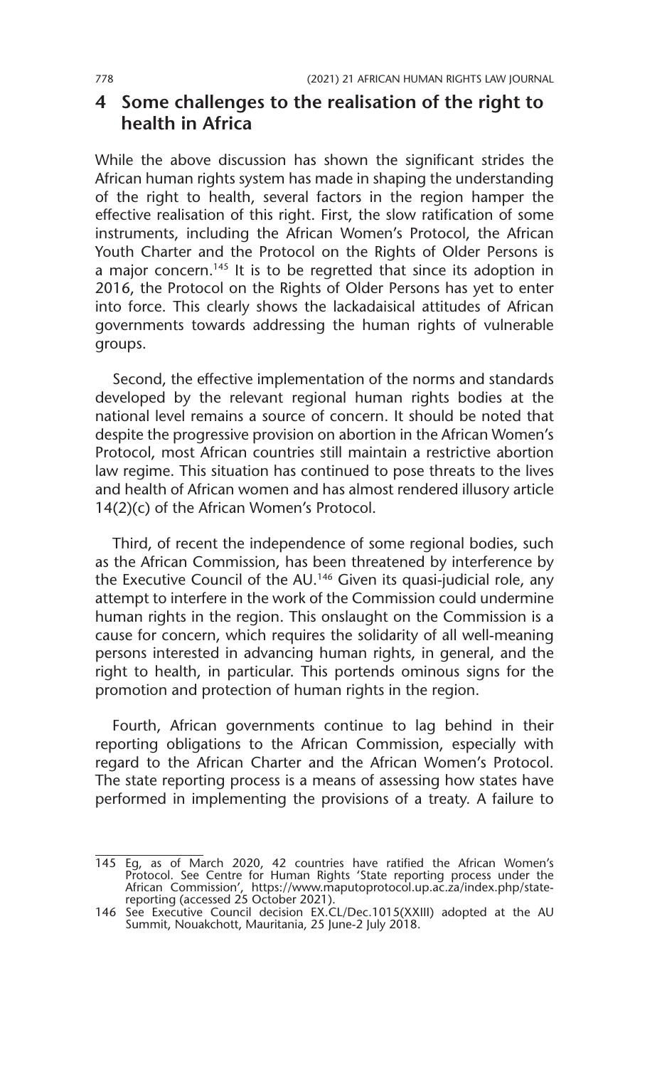## 4 Some challenges to the realisation of the right to health in Africa

While the above discussion has shown the significant strides the African human rights system has made in shaping the understanding of the right to health, several factors in the region hamper the effective realisation of this right. First, the slow ratification of some instruments, including the African Women's Protocol, the African Youth Charter and the Protocol on the Rights of Older Persons is a major concern.[145] It is to be regretted that since its adoption in 2016, the Protocol on the Rights of Older Persons has yet to enter into force. This clearly shows the lackadaisical attitudes of African governments towards addressing the human rights of vulnerable groups.

Second, the effective implementation of the norms and standards developed by the relevant regional human rights bodies at the national level remains a source of concern. It should be noted that despite the progressive provision on abortion in the African Women's Protocol, most African countries still maintain a restrictive abortion law regime. This situation has continued to pose threats to the lives and health of African women and has almost rendered illusory article 14(2)(c) of the African Women's Protocol.

Third, of recent the independence of some regional bodies, such as the African Commission, has been threatened by interference by the Executive Council of the AU.[146] Given its quasi-judicial role, any attempt to interfere in the work of the Commission could undermine human rights in the region. This onslaught on the Commission is a cause for concern, which requires the solidarity of all well-meaning persons interested in advancing human rights, in general, and the right to health, in particular. This portends ominous signs for the promotion and protection of human rights in the region.

Fourth, African governments continue to lag behind in their reporting obligations to the African Commission, especially with regard to the African Charter and the African Women's Protocol. The state reporting process is a means of assessing how states have performed in implementing the provisions of a treaty. A failure to

---

145 Eg, as of March 2020, 42 countries have ratified the African Women's Protocol. See Centre for Human Rights 'State reporting process under the African Commission', https://www.maputoprotocol.up.ac.za/index.php/state-reporting (accessed 25 October 2021).

146 See Executive Council decision EX.CL/Dec.1015(XXIII) adopted at the AU Summit, Nouakchott, Mauritania, 25 June-2 July 2018.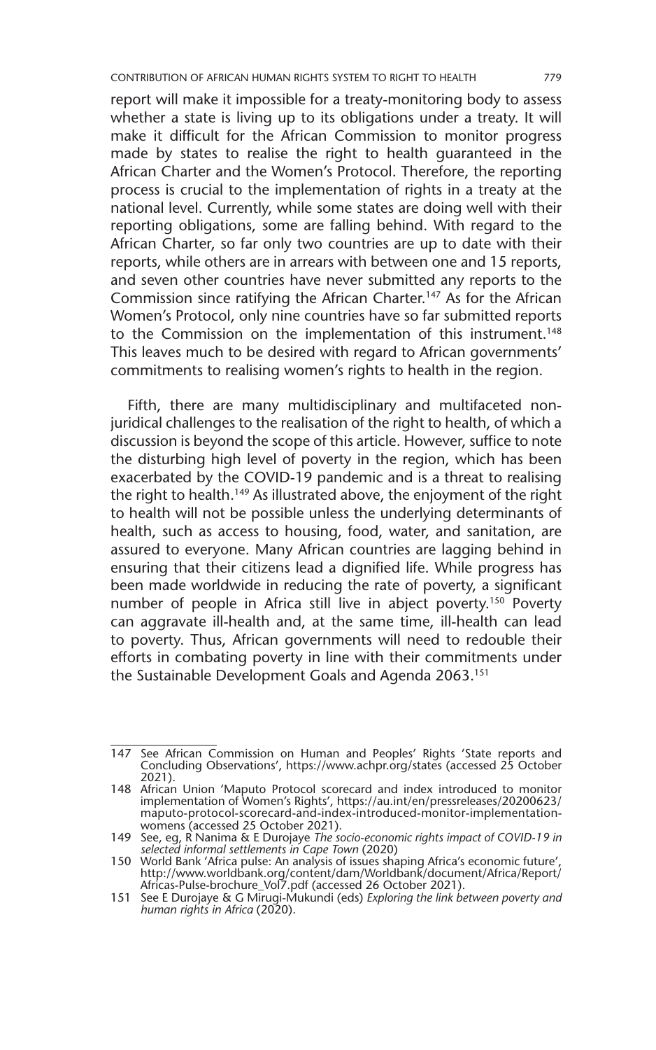report will make it impossible for a treaty-monitoring body to assess whether a state is living up to its obligations under a treaty. It will make it difficult for the African Commission to monitor progress made by states to realise the right to health guaranteed in the African Charter and the Women's Protocol. Therefore, the reporting process is crucial to the implementation of rights in a treaty at the national level. Currently, while some states are doing well with their reporting obligations, some are falling behind. With regard to the African Charter, so far only two countries are up to date with their reports, while others are in arrears with between one and 15 reports, and seven other countries have never submitted any reports to the Commission since ratifying the African Charter.[147] As for the African Women's Protocol, only nine countries have so far submitted reports to the Commission on the implementation of this instrument.[148] This leaves much to be desired with regard to African governments' commitments to realising women's rights to health in the region.

Fifth, there are many multidisciplinary and multifaceted non-juridical challenges to the realisation of the right to health, of which a discussion is beyond the scope of this article. However, suffice to note the disturbing high level of poverty in the region, which has been exacerbated by the COVID-19 pandemic and is a threat to realising the right to health.[149] As illustrated above, the enjoyment of the right to health will not be possible unless the underlying determinants of health, such as access to housing, food, water, and sanitation, are assured to everyone. Many African countries are lagging behind in ensuring that their citizens lead a dignified life. While progress has been made worldwide in reducing the rate of poverty, a significant number of people in Africa still live in abject poverty.[150] Poverty can aggravate ill-health and, at the same time, ill-health can lead to poverty. Thus, African governments will need to redouble their efforts in combating poverty in line with their commitments under the Sustainable Development Goals and Agenda 2063.[151]

---

147 See African Commission on Human and Peoples' Rights 'State reports and Concluding Observations', https://www.achpr.org/states (accessed 25 October 2021).

148 African Union 'Maputo Protocol scorecard and index introduced to monitor implementation of Women's Rights', https://au.int/en/pressreleases/20200623/maputo-protocol-scorecard-and-index-introduced-monitor-implementation-womens (accessed 25 October 2021).

149 See, eg, R Nanima & E Durojaye *The socio-economic rights impact of COVID-19 in selected informal settlements in Cape Town* (2020)

150 World Bank 'Africa pulse: An analysis of issues shaping Africa's economic future', http://www.worldbank.org/content/dam/Worldbank/document/Africa/Report/Africas-Pulse-brochure_Vol7.pdf (accessed 26 October 2021).

151 See E Durojaye & G Mirugi-Mukundi (eds) *Exploring the link between poverty and human rights in Africa* (2020).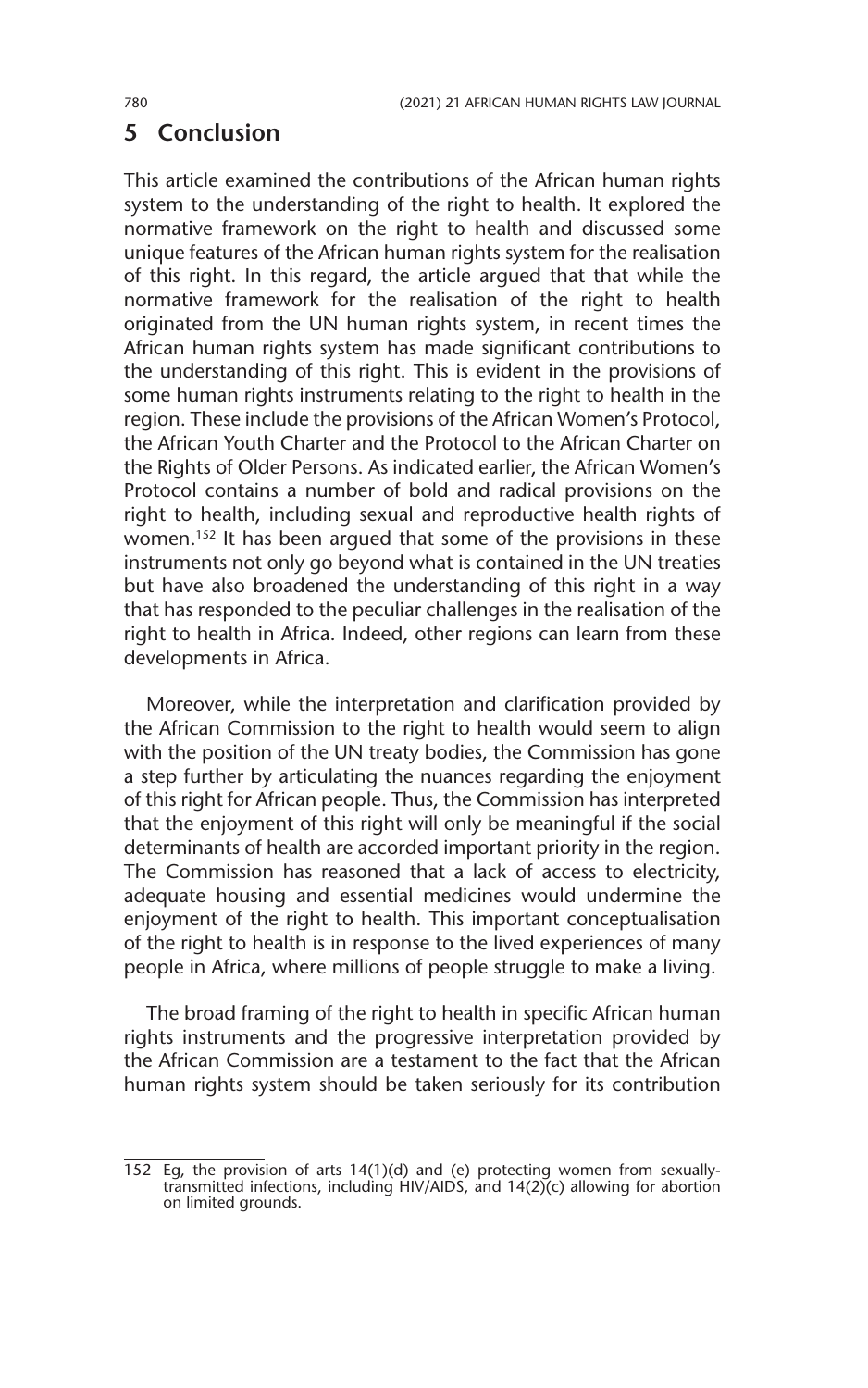## 5 Conclusion

This article examined the contributions of the African human rights system to the understanding of the right to health. It explored the normative framework on the right to health and discussed some unique features of the African human rights system for the realisation of this right. In this regard, the article argued that that while the normative framework for the realisation of the right to health originated from the UN human rights system, in recent times the African human rights system has made significant contributions to the understanding of this right. This is evident in the provisions of some human rights instruments relating to the right to health in the region. These include the provisions of the African Women's Protocol, the African Youth Charter and the Protocol to the African Charter on the Rights of Older Persons. As indicated earlier, the African Women's Protocol contains a number of bold and radical provisions on the right to health, including sexual and reproductive health rights of women.[152] It has been argued that some of the provisions in these instruments not only go beyond what is contained in the UN treaties but have also broadened the understanding of this right in a way that has responded to the peculiar challenges in the realisation of the right to health in Africa. Indeed, other regions can learn from these developments in Africa.

Moreover, while the interpretation and clarification provided by the African Commission to the right to health would seem to align with the position of the UN treaty bodies, the Commission has gone a step further by articulating the nuances regarding the enjoyment of this right for African people. Thus, the Commission has interpreted that the enjoyment of this right will only be meaningful if the social determinants of health are accorded important priority in the region. The Commission has reasoned that a lack of access to electricity, adequate housing and essential medicines would undermine the enjoyment of the right to health. This important conceptualisation of the right to health is in response to the lived experiences of many people in Africa, where millions of people struggle to make a living.

The broad framing of the right to health in specific African human rights instruments and the progressive interpretation provided by the African Commission are a testament to the fact that the African human rights system should be taken seriously for its contribution

---

152 Eg, the provision of arts 14(1)(d) and (e) protecting women from sexually-transmitted infections, including HIV/AIDS, and 14(2)(c) allowing for abortion on limited grounds.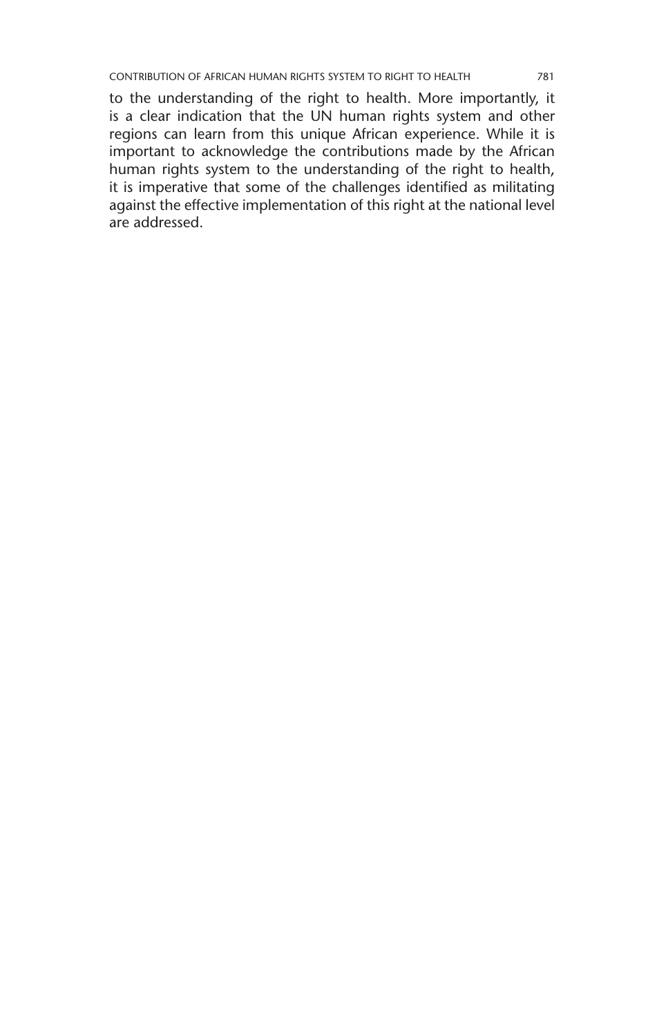to the understanding of the right to health. More importantly, it is a clear indication that the UN human rights system and other regions can learn from this unique African experience. While it is important to acknowledge the contributions made by the African human rights system to the understanding of the right to health, it is imperative that some of the challenges identified as militating against the effective implementation of this right at the national level are addressed.